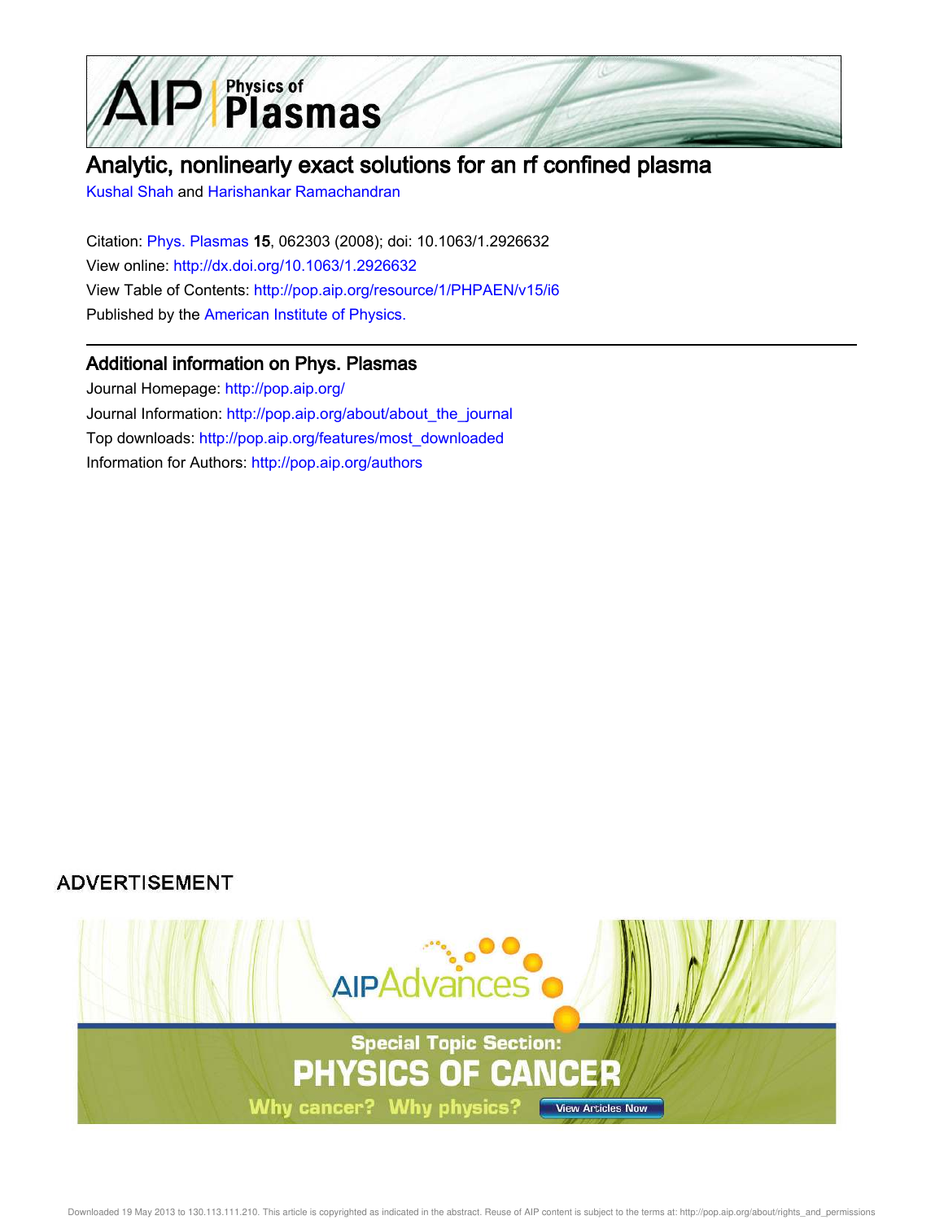# Analytic, nonlinearly exact solutions for an rf confined plasma

Kushal Shah and Harishankar Ramachandran

Citation: Phys. Plasmas **15**, 062303 (2008); doi: 10.1063/1.2926632

View online: http://dx.doi.org/10.1063/1.2926632

View Table of Contents: http://pop.aip.org/resource/1/PHPAEN/v15/i6

Published by the American Institute of Physics.

## Additional information on Phys. Plasmas

Journal Homepage: http://pop.aip.org/

Journal Information: http://pop.aip.org/about/about_the_journal

Top downloads: http://pop.aip.org/features/most_downloaded

Information for Authors: http://pop.aip.org/authors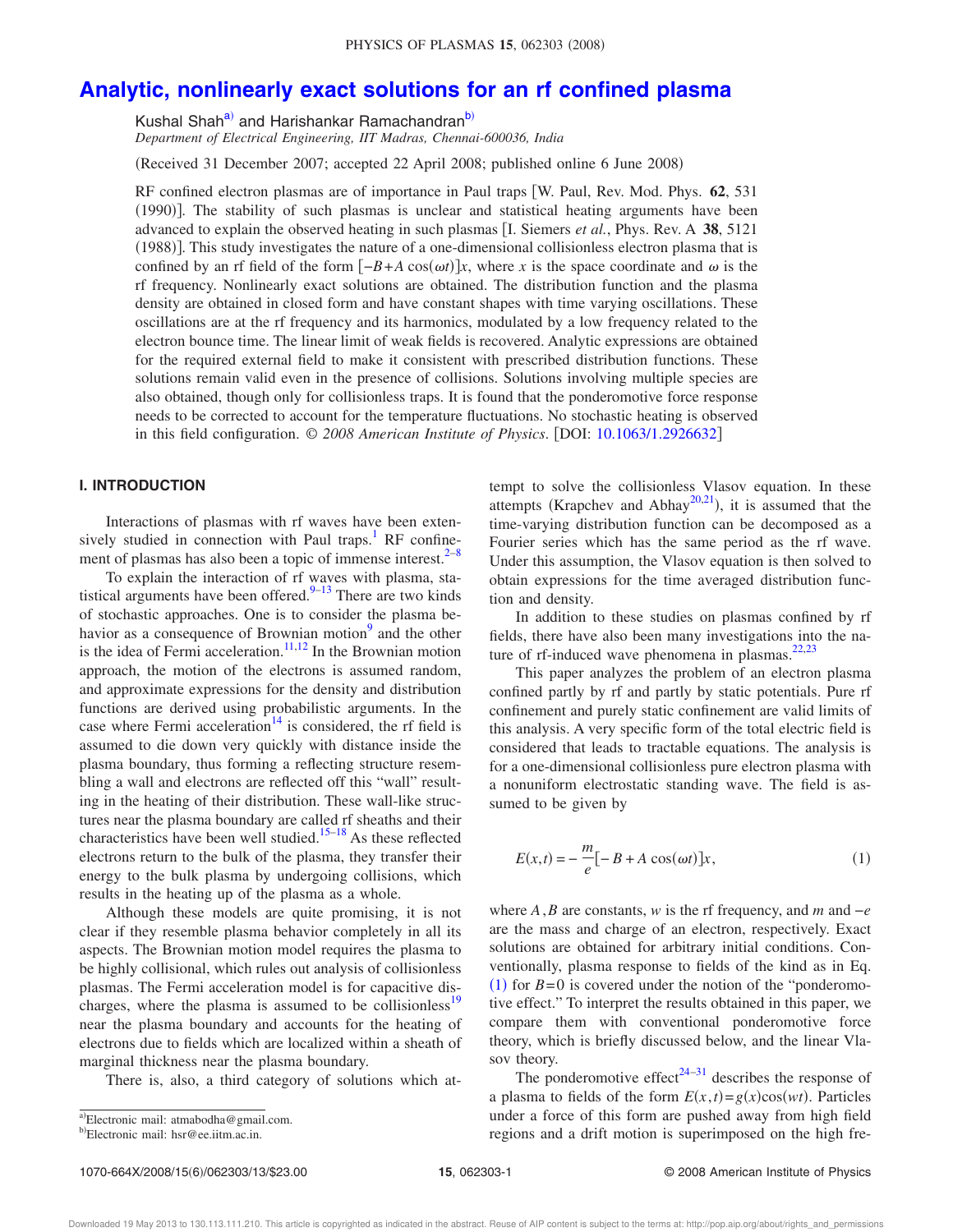# Analytic, nonlinearly exact solutions for an rf confined plasma

Kushal Shah[a] and Harishankar Ramachandran[b]

*Department of Electrical Engineering, IIT Madras, Chennai-600036, India*

(Received 31 December 2007; accepted 22 April 2008; published online 6 June 2008)

RF confined electron plasmas are of importance in Paul traps [W. Paul, Rev. Mod. Phys. **62**, 531 (1990)]. The stability of such plasmas is unclear and statistical heating arguments have been advanced to explain the observed heating in such plasmas [I. Siemers *et al.*, Phys. Rev. A **38**, 5121 (1988)]. This study investigates the nature of a one-dimensional collisionless electron plasma that is confined by an rf field of the form $[-B+A\cos(\omega t)]x$, where $x$ is the space coordinate and $\omega$ is the rf frequency. Nonlinearly exact solutions are obtained. The distribution function and the plasma density are obtained in closed form and have constant shapes with time varying oscillations. These oscillations are at the rf frequency and its harmonics, modulated by a low frequency related to the electron bounce time. The linear limit of weak fields is recovered. Analytic expressions are obtained for the required external field to make it consistent with prescribed distribution functions. These solutions remain valid even in the presence of collisions. Solutions involving multiple species are also obtained, though only for collisionless traps. It is found that the ponderomotive force response needs to be corrected to account for the temperature fluctuations. No stochastic heating is observed in this field configuration. © *2008 American Institute of Physics*. [DOI: 10.1063/1.2926632]

## I. INTRODUCTION

Interactions of plasmas with rf waves have been extensively studied in connection with Paul traps.[1] RF confinement of plasmas has also been a topic of immense interest.[2–8]

To explain the interaction of rf waves with plasma, statistical arguments have been offered.[9–13] There are two kinds of stochastic approaches. One is to consider the plasma behavior as a consequence of Brownian motion[9] and the other is the idea of Fermi acceleration.[11,12] In the Brownian motion approach, the motion of the electrons is assumed random, and approximate expressions for the density and distribution functions are derived using probabilistic arguments. In the case where Fermi acceleration[14] is considered, the rf field is assumed to die down very quickly with distance inside the plasma boundary, thus forming a reflecting structure resembling a wall and electrons are reflected off this "wall" resulting in the heating of their distribution. These wall-like structures near the plasma boundary are called rf sheaths and their characteristics have been well studied.[15–18] As these reflected electrons return to the bulk of the plasma, they transfer their energy to the bulk plasma by undergoing collisions, which results in the heating up of the plasma as a whole.

Although these models are quite promising, it is not clear if they resemble plasma behavior completely in all its aspects. The Brownian motion model requires the plasma to be highly collisional, which rules out analysis of collisionless plasmas. The Fermi acceleration model is for capacitive discharges, where the plasma is assumed to be collisionless[19] near the plasma boundary and accounts for the heating of electrons due to fields which are localized within a sheath of marginal thickness near the plasma boundary.

There is, also, a third category of solutions which attempt to solve the collisionless Vlasov equation. In these attempts (Krapchev and Abhay[20,21]), it is assumed that the time-varying distribution function can be decomposed as a Fourier series which has the same period as the rf wave. Under this assumption, the Vlasov equation is then solved to obtain expressions for the time averaged distribution function and density.

In addition to these studies on plasmas confined by rf fields, there have also been many investigations into the nature of rf-induced wave phenomena in plasmas.[22,23]

This paper analyzes the problem of an electron plasma confined partly by rf and partly by static potentials. Pure rf confinement and purely static confinement are valid limits of this analysis. A very specific form of the total electric field is considered that leads to tractable equations. The analysis is for a one-dimensional collisionless pure electron plasma with a nonuniform electrostatic standing wave. The field is assumed to be given by

$$E(x,t) = -\frac{m}{e}[-B + A\cos(\omega t)]x, \tag{1}$$

where $A, B$ are constants, $w$ is the rf frequency, and $m$ and $-e$ are the mass and charge of an electron, respectively. Exact solutions are obtained for arbitrary initial conditions. Conventionally, plasma response to fields of the kind as in Eq. (1) for $B=0$ is covered under the notion of the "ponderomotive effect." To interpret the results obtained in this paper, we compare them with conventional ponderomotive force theory, which is briefly discussed below, and the linear Vlasov theory.

The ponderomotive effect[24–31] describes the response of a plasma to fields of the form $E(x,t) = g(x)\cos(wt)$. Particles under a force of this form are pushed away from high field regions and a drift motion is superimposed on the high fre-

---

[a] Electronic mail: atmabodha@gmail.com.

[b] Electronic mail: hsr@ee.iitm.ac.in.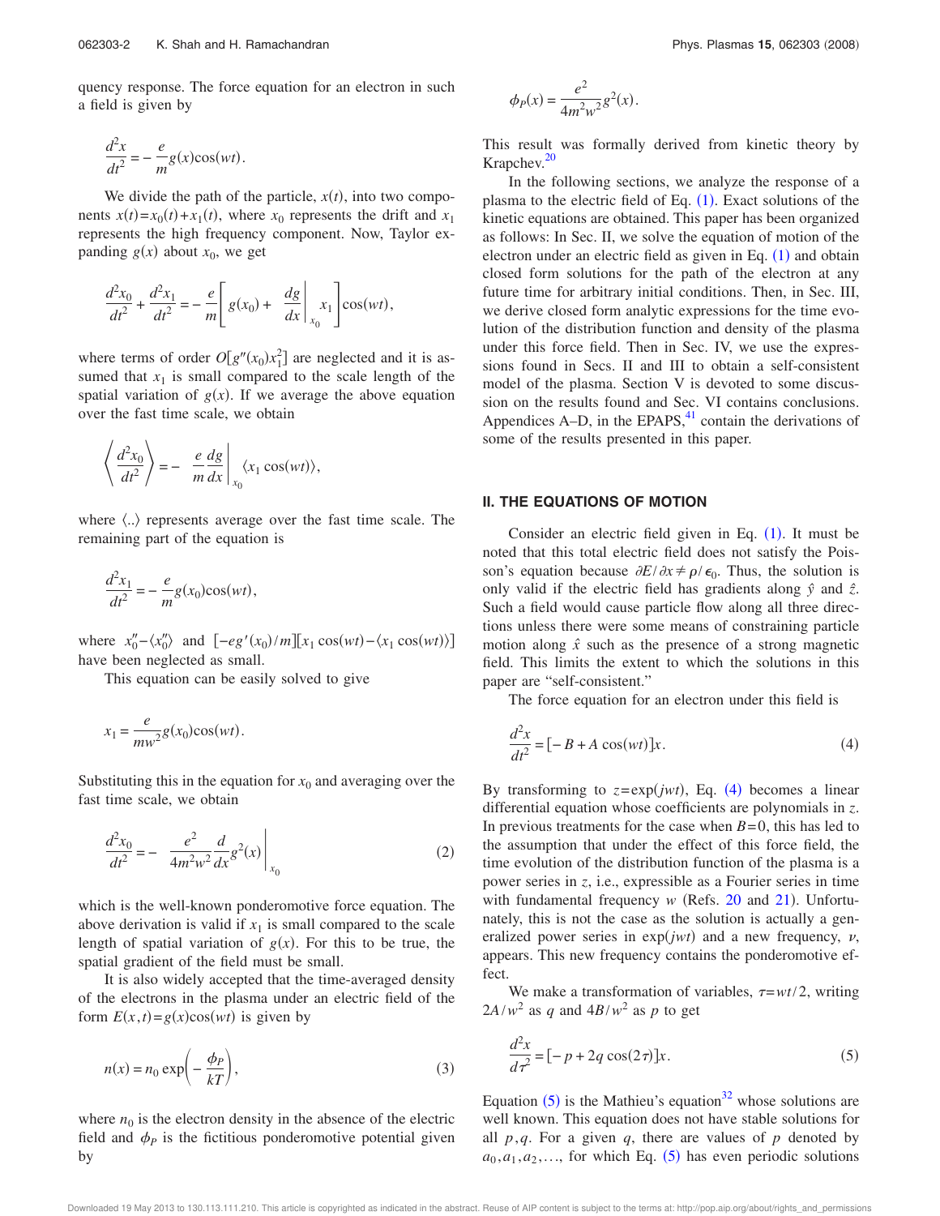quency response. The force equation for an electron in such a field is given by

$$\frac{d^2x}{dt^2} = -\frac{e}{m}g(x)\cos(wt).$$

We divide the path of the particle, $x(t)$, into two components $x(t)=x_0(t)+x_1(t)$, where $x_0$ represents the drift and $x_1$ represents the high frequency component. Now, Taylor expanding $g(x)$ about $x_0$, we get

$$\frac{d^2x_0}{dt^2} + \frac{d^2x_1}{dt^2} = -\frac{e}{m}\left[g(x_0) + \left.\frac{dg}{dx}\right|_{x_0} x_1\right]\cos(wt),$$

where terms of order $O[g''(x_0)x_1^2]$ are neglected and it is assumed that $x_1$ is small compared to the scale length of the spatial variation of $g(x)$. If we average the above equation over the fast time scale, we obtain

$$\left\langle \frac{d^2x_0}{dt^2} \right\rangle = -\left.\frac{e}{m}\frac{dg}{dx}\right|_{x_0}\langle x_1\cos(wt)\rangle,$$

where $\langle..\rangle$ represents average over the fast time scale. The remaining part of the equation is

$$\frac{d^2x_1}{dt^2} = -\frac{e}{m}g(x_0)\cos(wt),$$

where $x_0''-\langle x_0''\rangle$ and $[-eg'(x_0)/m][x_1\cos(wt)-\langle x_1\cos(wt)\rangle]$ have been neglected as small.

This equation can be easily solved to give

$$x_1 = \frac{e}{mw^2}g(x_0)\cos(wt).$$

Substituting this in the equation for $x_0$ and averaging over the fast time scale, we obtain

$$\frac{d^2x_0}{dt^2} = -\left.\frac{e^2}{4m^2w^2}\frac{d}{dx}g^2(x)\right|_{x_0} \tag{2}$$

which is the well-known ponderomotive force equation. The above derivation is valid if $x_1$ is small compared to the scale length of spatial variation of $g(x)$. For this to be true, the spatial gradient of the field must be small.

It is also widely accepted that the time-averaged density of the electrons in the plasma under an electric field of the form $E(x,t)=g(x)\cos(wt)$ is given by

$$n(x) = n_0\exp\left(-\frac{\phi_P}{kT}\right), \tag{3}$$

where $n_0$ is the electron density in the absence of the electric field and $\phi_P$ is the fictitious ponderomotive potential given by

$$\phi_P(x) = \frac{e^2}{4m^2w^2}g^2(x).$$

This result was formally derived from kinetic theory by Krapchev.[20]

In the following sections, we analyze the response of a plasma to the electric field of Eq. (1). Exact solutions of the kinetic equations are obtained. This paper has been organized as follows: In Sec. II, we solve the equation of motion of the electron under an electric field as given in Eq. (1) and obtain closed form solutions for the path of the electron at any future time for arbitrary initial conditions. Then, in Sec. III, we derive closed form analytic expressions for the time evolution of the distribution function and density of the plasma under this force field. Then in Sec. IV, we use the expressions found in Secs. II and III to obtain a self-consistent model of the plasma. Section V is devoted to some discussion on the results found and Sec. VI contains conclusions. Appendices A–D, in the EPAPS,[41] contain the derivations of some of the results presented in this paper.

## II. THE EQUATIONS OF MOTION

Consider an electric field given in Eq. (1). It must be noted that this total electric field does not satisfy the Poisson's equation because $\partial E/\partial x \neq \rho/\epsilon_0$. Thus, the solution is only valid if the electric field has gradients along $\hat{y}$ and $\hat{z}$. Such a field would cause particle flow along all three directions unless there were some means of constraining particle motion along $\hat{x}$ such as the presence of a strong magnetic field. This limits the extent to which the solutions in this paper are "self-consistent."

The force equation for an electron under this field is

$$\frac{d^2x}{dt^2} = [-B + A\cos(wt)]x. \tag{4}$$

By transforming to $z=\exp(jwt)$, Eq. (4) becomes a linear differential equation whose coefficients are polynomials in $z$. In previous treatments for the case when $B=0$, this has led to the assumption that under the effect of this force field, the time evolution of the distribution function of the plasma is a power series in $z$, i.e., expressible as a Fourier series in time with fundamental frequency $w$ (Refs. 20 and 21). Unfortunately, this is not the case as the solution is actually a generalized power series in $\exp(jwt)$ and a new frequency, $\nu$, appears. This new frequency contains the ponderomotive effect.

We make a transformation of variables, $\tau=wt/2$, writing $2A/w^2$ as $q$ and $4B/w^2$ as $p$ to get

$$\frac{d^2x}{d\tau^2} = [-p + 2q\cos(2\tau)]x. \tag{5}$$

Equation (5) is the Mathieu's equation[32] whose solutions are well known. This equation does not have stable solutions for all $p,q$. For a given $q$, there are values of $p$ denoted by $a_0, a_1, a_2, \ldots$, for which Eq. (5) has even periodic solutions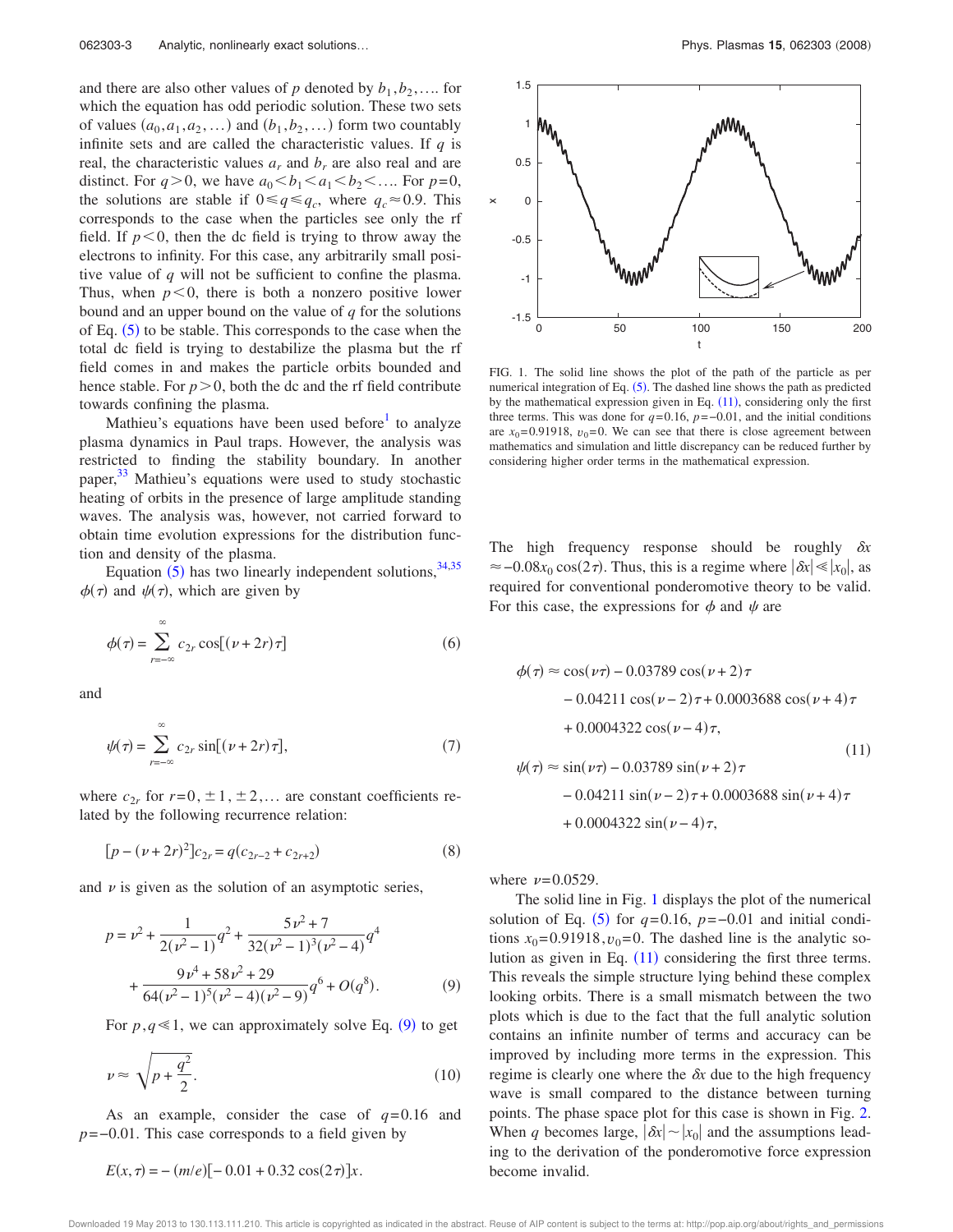and there are also other values of $p$ denoted by $b_1, b_2, \ldots$ for which the equation has odd periodic solution. These two sets of values $(a_0, a_1, a_2, \ldots)$ and $(b_1, b_2, \ldots)$ form two countably infinite sets and are called the characteristic values. If $q$ is real, the characteristic values $a_r$ and $b_r$ are also real and are distinct. For $q>0$, we have $a_0 < b_1 < a_1 < b_2 < \ldots$. For $p=0$, the solutions are stable if $0 \leq q \leq q_c$, where $q_c \approx 0.9$. This corresponds to the case when the particles see only the rf field. If $p<0$, then the dc field is trying to throw away the electrons to infinity. For this case, any arbitrarily small positive value of $q$ will not be sufficient to confine the plasma. Thus, when $p<0$, there is both a nonzero positive lower bound and an upper bound on the value of $q$ for the solutions of Eq. (5) to be stable. This corresponds to the case when the total dc field is trying to destabilize the plasma but the rf field comes in and makes the particle orbits bounded and hence stable. For $p>0$, both the dc and the rf field contribute towards confining the plasma.

Mathieu's equations have been used before[1] to analyze plasma dynamics in Paul traps. However, the analysis was restricted to finding the stability boundary. In another paper,[33] Mathieu's equations were used to study stochastic heating of orbits in the presence of large amplitude standing waves. The analysis was, however, not carried forward to obtain time evolution expressions for the distribution function and density of the plasma.

Equation (5) has two linearly independent solutions,[34,35] $\phi(\tau)$ and $\psi(\tau)$, which are given by

$$\phi(\tau) = \sum_{r=-\infty}^{\infty} c_{2r} \cos[(\nu + 2r)\tau] \tag{6}$$

and

$$\psi(\tau) = \sum_{r=-\infty}^{\infty} c_{2r} \sin[(\nu + 2r)\tau], \tag{7}$$

where $c_{2r}$ for $r=0, \pm 1, \pm 2, \ldots$ are constant coefficients related by the following recurrence relation:

$$[p - (\nu + 2r)^2] c_{2r} = q(c_{2r-2} + c_{2r+2}) \tag{8}$$

and $\nu$ is given as the solution of an asymptotic series,

$$p = \nu^2 + \frac{1}{2(\nu^2 - 1)} q^2 + \frac{5\nu^2 + 7}{32(\nu^2 - 1)^3(\nu^2 - 4)} q^4 + \frac{9\nu^4 + 58\nu^2 + 29}{64(\nu^2 - 1)^5(\nu^2 - 4)(\nu^2 - 9)} q^6 + O(q^8). \tag{9}$$

For $p, q \ll 1$, we can approximately solve Eq. (9) to get

$$\nu \approx \sqrt{p + \frac{q^2}{2}}. \tag{10}$$

As an example, consider the case of $q=0.16$ and $p=-0.01$. This case corresponds to a field given by

$$E(x,\tau) = -(m/e)[-0.01 + 0.32 \cos(2\tau)]x.$$

FIG. 1. The solid line shows the plot of the path of the particle as per numerical integration of Eq. (5). The dashed line shows the path as predicted by the mathematical expression given in Eq. (11), considering only the first three terms. This was done for $q=0.16$, $p=-0.01$, and the initial conditions are $x_0=0.91918$, $v_0=0$. We can see that there is close agreement between mathematics and simulation and little discrepancy can be reduced further by considering higher order terms in the mathematical expression.

The high frequency response should be roughly $\delta x \approx -0.08 x_0 \cos(2\tau)$. Thus, this is a regime where $|\delta x| \ll |x_0|$, as required for conventional ponderomotive theory to be valid. For this case, the expressions for $\phi$ and $\psi$ are

$$\begin{aligned}
\phi(\tau) \approx{}& \cos(\nu\tau) - 0.03789 \cos(\nu+2)\tau \\
&- 0.04211 \cos(\nu-2)\tau + 0.0003688 \cos(\nu+4)\tau \\
&+ 0.0004322 \cos(\nu-4)\tau, \\
\psi(\tau) \approx{}& \sin(\nu\tau) - 0.03789 \sin(\nu+2)\tau \\
&- 0.04211 \sin(\nu-2)\tau + 0.0003688 \sin(\nu+4)\tau \\
&+ 0.0004322 \sin(\nu-4)\tau,
\end{aligned} \tag{11}$$

where $\nu = 0.0529$.

The solid line in Fig. 1 displays the plot of the numerical solution of Eq. (5) for $q=0.16$, $p=-0.01$ and initial conditions $x_0=0.91918, v_0=0$. The dashed line is the analytic solution as given in Eq. (11) considering the first three terms. This reveals the simple structure lying behind these complex looking orbits. There is a small mismatch between the two plots which is due to the fact that the full analytic solution contains an infinite number of terms and accuracy can be improved by including more terms in the expression. This regime is clearly one where the $\delta x$ due to the high frequency wave is small compared to the distance between turning points. The phase space plot for this case is shown in Fig. 2. When $q$ becomes large, $|\delta x| \sim |x_0|$ and the assumptions leading to the derivation of the ponderomotive force expression become invalid.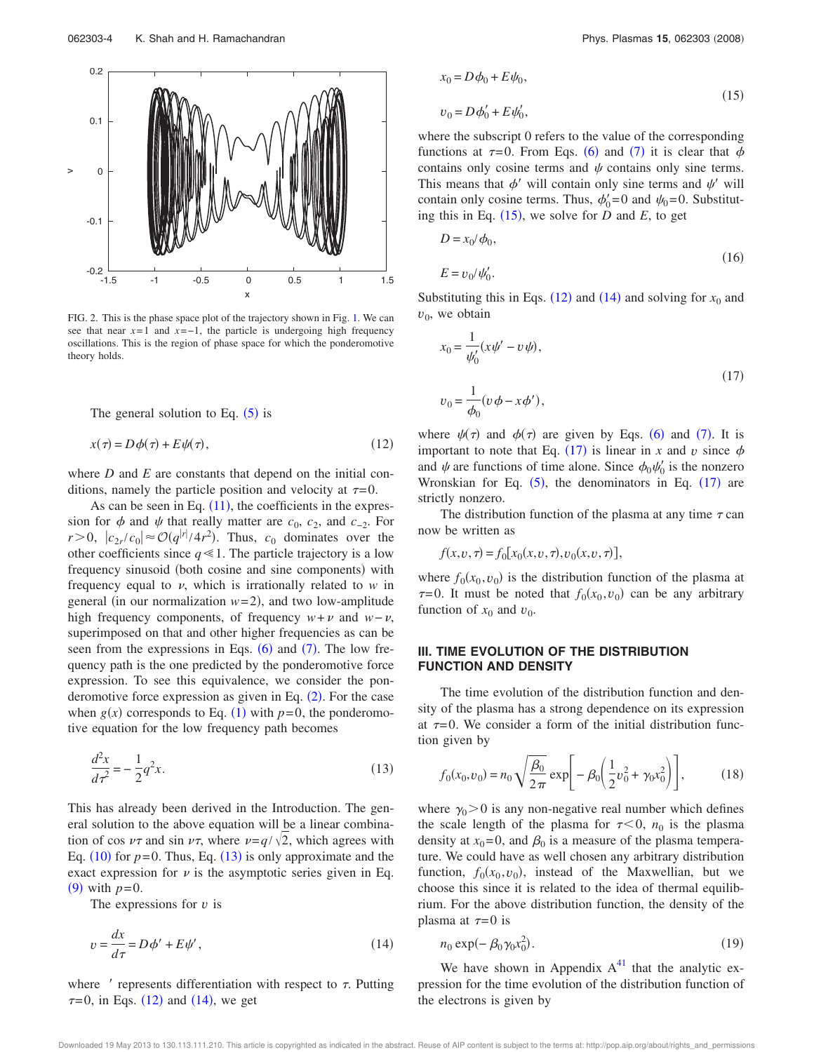FIG. 2. This is the phase space plot of the trajectory shown in Fig. 1. We can see that near $x=1$ and $x=-1$, the particle is undergoing high frequency oscillations. This is the region of phase space for which the ponderomotive theory holds.

The general solution to Eq. (5) is

$$x(\tau) = D\phi(\tau) + E\psi(\tau), \tag{12}$$

where $D$ and $E$ are constants that depend on the initial conditions, namely the particle position and velocity at $\tau=0$.

As can be seen in Eq. (11), the coefficients in the expression for $\phi$ and $\psi$ that really matter are $c_0$, $c_2$, and $c_{-2}$. For $r>0$, $|c_{2r}/c_0| \approx \mathcal{O}(q^{|r|}/4r^2)$. Thus, $c_0$ dominates over the other coefficients since $q \ll 1$. The particle trajectory is a low frequency sinusoid (both cosine and sine components) with frequency equal to $\nu$, which is irrationally related to $w$ in general (in our normalization $w=2$), and two low-amplitude high frequency components, of frequency $w+\nu$ and $w-\nu$, superimposed on that and other higher frequencies as can be seen from the expressions in Eqs. (6) and (7). The low frequency path is the one predicted by the ponderomotive force expression. To see this equivalence, we consider the ponderomotive force expression as given in Eq. (2). For the case when $g(x)$ corresponds to Eq. (1) with $p=0$, the ponderomotive equation for the low frequency path becomes

$$\frac{d^2x}{d\tau^2} = -\frac{1}{2}q^2 x. \tag{13}$$

This has already been derived in the Introduction. The general solution to the above equation will be a linear combination of $\cos \nu\tau$ and $\sin \nu\tau$, where $\nu = q/\sqrt{2}$, which agrees with Eq. (10) for $p=0$. Thus, Eq. (13) is only approximate and the exact expression for $\nu$ is the asymptotic series given in Eq. (9) with $p=0$.

The expressions for $v$ is

$$v = \frac{dx}{d\tau} = D\phi' + E\psi', \tag{14}$$

where $'$ represents differentiation with respect to $\tau$. Putting $\tau=0$, in Eqs. (12) and (14), we get

$$x_0 = D\phi_0 + E\psi_0,$$
$$v_0 = D\phi_0' + E\psi_0', \tag{15}$$

where the subscript 0 refers to the value of the corresponding functions at $\tau=0$. From Eqs. (6) and (7) it is clear that $\phi$ contains only cosine terms and $\psi$ contains only sine terms. This means that $\phi'$ will contain only sine terms and $\psi'$ will contain only cosine terms. Thus, $\phi_0'=0$ and $\psi_0=0$. Substituting this in Eq. (15), we solve for $D$ and $E$, to get

$$D = x_0/\phi_0,$$
$$E = v_0/\psi_0'. \tag{16}$$

Substituting this in Eqs. (12) and (14) and solving for $x_0$ and $v_0$, we obtain

$$x_0 = \frac{1}{\psi_0'}(x\psi' - v\psi),$$
$$v_0 = \frac{1}{\phi_0}(v\phi - x\phi'), \tag{17}$$

where $\psi(\tau)$ and $\phi(\tau)$ are given by Eqs. (6) and (7). It is important to note that Eq. (17) is linear in $x$ and $v$ since $\phi$ and $\psi$ are functions of time alone. Since $\phi_0\psi_0'$ is the nonzero Wronskian for Eq. (5), the denominators in Eq. (17) are strictly nonzero.

The distribution function of the plasma at any time $\tau$ can now be written as

$$f(x,v,\tau) = f_0[x_0(x,v,\tau), v_0(x,v,\tau)],$$

where $f_0(x_0,v_0)$ is the distribution function of the plasma at $\tau=0$. It must be noted that $f_0(x_0,v_0)$ can be any arbitrary function of $x_0$ and $v_0$.

## III. TIME EVOLUTION OF THE DISTRIBUTION FUNCTION AND DENSITY

The time evolution of the distribution function and density of the plasma has a strong dependence on its expression at $\tau=0$. We consider a form of the initial distribution function given by

$$f_0(x_0,v_0) = n_0\sqrt{\frac{\beta_0}{2\pi}}\exp\left[-\beta_0\left(\frac{1}{2}v_0^2 + \gamma_0 x_0^2\right)\right], \tag{18}$$

where $\gamma_0 > 0$ is any non-negative real number which defines the scale length of the plasma for $\tau<0$, $n_0$ is the plasma density at $x_0=0$, and $\beta_0$ is a measure of the plasma temperature. We could have as well chosen any arbitrary distribution function, $f_0(x_0,v_0)$, instead of the Maxwellian, but we choose this since it is related to the idea of thermal equilibrium. For the above distribution function, the density of the plasma at $\tau=0$ is

$$n_0\exp(-\beta_0\gamma_0 x_0^2). \tag{19}$$

We have shown in Appendix A[41] that the analytic expression for the time evolution of the distribution function of the electrons is given by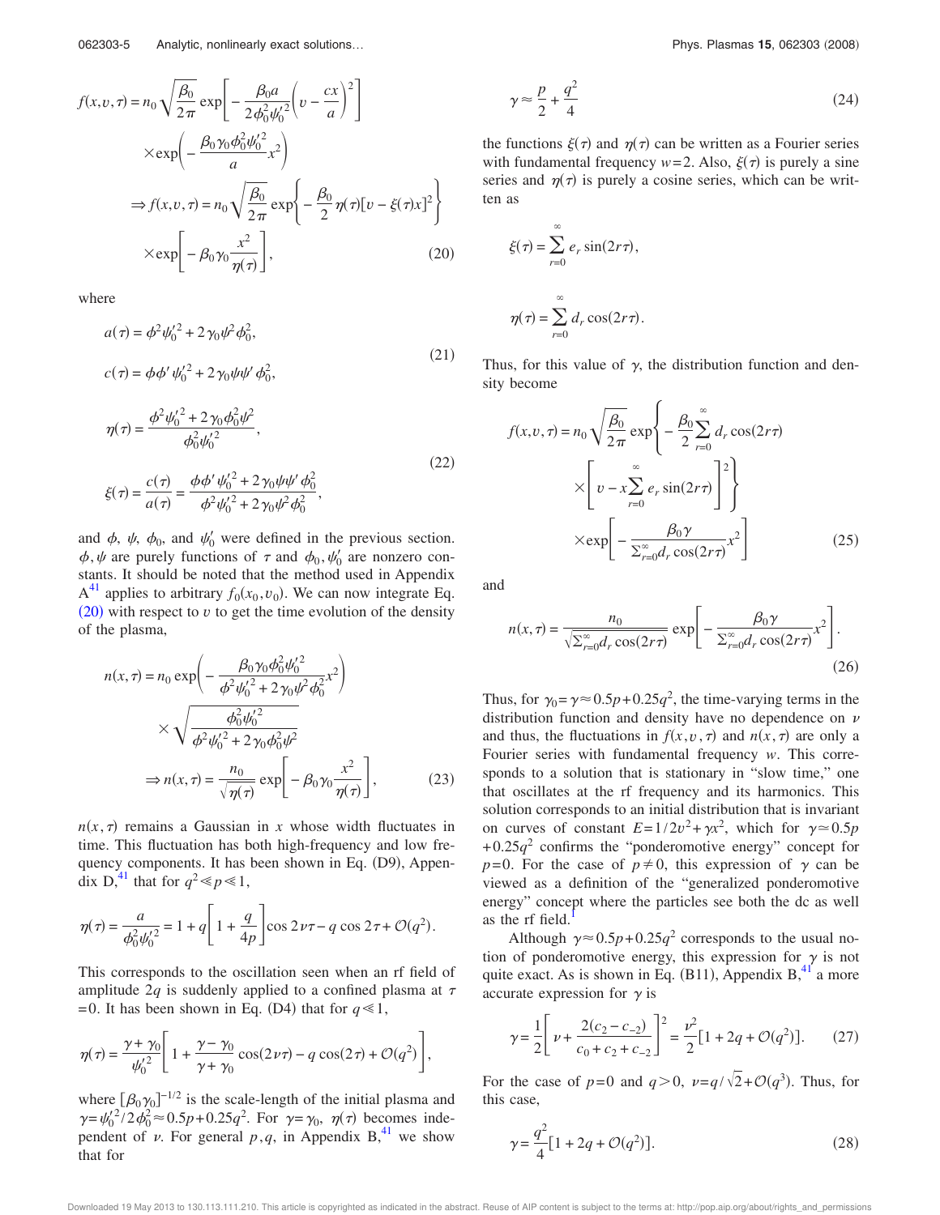$$f(x,v,\tau) = n_0\sqrt{\frac{\beta_0}{2\pi}}\exp\left[-\frac{\beta_0 a}{2\phi_0^2\psi_0'^2}\left(v-\frac{cx}{a}\right)^2\right]$$

$$\times\exp\left(-\frac{\beta_0\gamma_0\phi_0^2\psi_0'^2}{a}x^2\right)$$

$$\Rightarrow f(x,v,\tau) = n_0\sqrt{\frac{\beta_0}{2\pi}}\exp\left\{-\frac{\beta_0}{2}\eta(\tau)[v-\xi(\tau)x]^2\right\}$$

$$\times\exp\left[-\beta_0\gamma_0\frac{x^2}{\eta(\tau)}\right], \tag{20}$$

where

$$a(\tau) = \phi^2\psi_0'^2 + 2\gamma_0\psi^2\phi_0^2,$$

$$c(\tau) = \phi\phi'\psi_0'^2 + 2\gamma_0\psi\psi'\phi_0^2, \tag{21}$$

$$\eta(\tau) = \frac{\phi^2\psi_0'^2 + 2\gamma_0\phi_0^2\psi^2}{\phi_0^2\psi_0'^2},$$

$$\xi(\tau) = \frac{c(\tau)}{a(\tau)} = \frac{\phi\phi'\psi_0'^2 + 2\gamma_0\psi\psi'\phi_0^2}{\phi^2\psi_0'^2 + 2\gamma_0\psi^2\phi_0^2}, \tag{22}$$

and $\phi$, $\psi$, $\phi_0$, and $\psi_0'$ were defined in the previous section. $\phi,\psi$ are purely functions of $\tau$ and $\phi_0,\psi_0'$ are nonzero constants. It should be noted that the method used in Appendix A[41] applies to arbitrary $f_0(x_0,v_0)$. We can now integrate Eq. (20) with respect to $v$ to get the time evolution of the density of the plasma,

$$n(x,\tau) = n_0\exp\left(-\frac{\beta_0\gamma_0\phi_0^2\psi_0'^2}{\phi^2\psi_0'^2 + 2\gamma_0\psi^2\phi_0^2}x^2\right)$$

$$\times\sqrt{\frac{\phi_0^2\psi_0'^2}{\phi^2\psi_0'^2 + 2\gamma_0\phi_0^2\psi^2}}$$

$$\Rightarrow n(x,\tau) = \frac{n_0}{\sqrt{\eta(\tau)}}\exp\left[-\beta_0\gamma_0\frac{x^2}{\eta(\tau)}\right], \tag{23}$$

$n(x,\tau)$ remains a Gaussian in $x$ whose width fluctuates in time. This fluctuation has both high-frequency and low frequency components. It has been shown in Eq. (D9), Appendix D,[41] that for $q^2 \ll p \ll 1$,

$$\eta(\tau) = \frac{a}{\phi_0^2\psi_0'^2} = 1 + q\left[1+\frac{q}{4p}\right]\cos 2\nu\tau - q\cos 2\tau + \mathcal{O}(q^2).$$

This corresponds to the oscillation seen when an rf field of amplitude $2q$ is suddenly applied to a confined plasma at $\tau = 0$. It has been shown in Eq. (D4) that for $q \ll 1$,

$$\eta(\tau) = \frac{\gamma+\gamma_0}{\psi_0'^2}\left[1+\frac{\gamma-\gamma_0}{\gamma+\gamma_0}\cos(2\nu\tau) - q\cos(2\tau) + \mathcal{O}(q^2)\right],$$

where $[\beta_0\gamma_0]^{-1/2}$ is the scale-length of the initial plasma and $\gamma = \psi_0'^2/2\phi_0^2 \approx 0.5p + 0.25q^2$. For $\gamma = \gamma_0$, $\eta(\tau)$ becomes independent of $\nu$. For general $p,q$, in Appendix B,[41] we show that for

$$\gamma \approx \frac{p}{2} + \frac{q^2}{4} \tag{24}$$

the functions $\xi(\tau)$ and $\eta(\tau)$ can be written as a Fourier series with fundamental frequency $w=2$. Also, $\xi(\tau)$ is purely a sine series and $\eta(\tau)$ is purely a cosine series, which can be written as

$$\xi(\tau) = \sum_{r=0}^{\infty} e_r\sin(2r\tau),$$

$$\eta(\tau) = \sum_{r=0}^{\infty} d_r\cos(2r\tau).$$

Thus, for this value of $\gamma$, the distribution function and density become

$$f(x,v,\tau) = n_0\sqrt{\frac{\beta_0}{2\pi}}\exp\left\{-\frac{\beta_0}{2}\sum_{r=0}^{\infty}d_r\cos(2r\tau)\right.$$

$$\left.\times\left[v - x\sum_{r=0}^{\infty}e_r\sin(2r\tau)\right]^2\right\}$$

$$\times\exp\left[-\frac{\beta_0\gamma}{\sum_{r=0}^{\infty}d_r\cos(2r\tau)}x^2\right] \tag{25}$$

and

$$n(x,\tau) = \frac{n_0}{\sqrt{\sum_{r=0}^{\infty}d_r\cos(2r\tau)}}\exp\left[-\frac{\beta_0\gamma}{\sum_{r=0}^{\infty}d_r\cos(2r\tau)}x^2\right]. \tag{26}$$

Thus, for $\gamma_0 = \gamma \approx 0.5p + 0.25q^2$, the time-varying terms in the distribution function and density have no dependence on $\nu$ and thus, the fluctuations in $f(x,v,\tau)$ and $n(x,\tau)$ are only a Fourier series with fundamental frequency $w$. This corresponds to a solution that is stationary in "slow time," one that oscillates at the rf frequency and its harmonics. This solution corresponds to an initial distribution that is invariant on curves of constant $E = 1/2v^2 + \gamma x^2$, which for $\gamma \simeq 0.5p + 0.25q^2$ confirms the "ponderomotive energy" concept for $p=0$. For the case of $p \neq 0$, this expression of $\gamma$ can be viewed as a definition of the "generalized ponderomotive energy" concept where the particles see both the dc as well as the rf field.[1]

Although $\gamma \approx 0.5p + 0.25q^2$ corresponds to the usual notion of ponderomotive energy, this expression for $\gamma$ is not quite exact. As is shown in Eq. (B11), Appendix B,[41] a more accurate expression for $\gamma$ is

$$\gamma = \frac{1}{2}\left[\nu + \frac{2(c_2 - c_{-2})}{c_0 + c_2 + c_{-2}}\right]^2 = \frac{\nu^2}{2}[1 + 2q + \mathcal{O}(q^2)]. \tag{27}$$

For the case of $p=0$ and $q>0$, $\nu = q/\sqrt{2} + \mathcal{O}(q^3)$. Thus, for this case,

$$\gamma = \frac{q^2}{4}[1 + 2q + \mathcal{O}(q^2)]. \tag{28}$$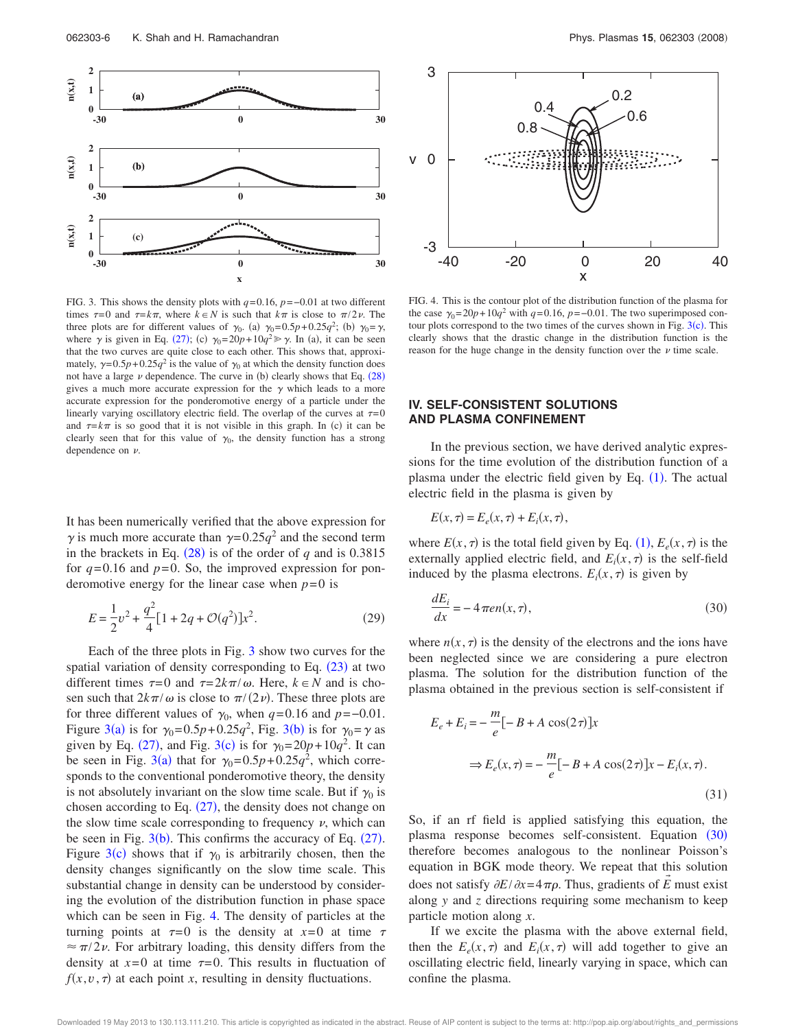FIG. 3. This shows the density plots with $q=0.16$, $p=-0.01$ at two different times $\tau=0$ and $\tau=k\pi$, where $k\in N$ is such that $k\pi$ is close to $\pi/2\nu$. The three plots are for different values of $\gamma_0$. (a) $\gamma_0=0.5p+0.25q^2$; (b) $\gamma_0=\gamma$, where $\gamma$ is given in Eq. (27); (c) $\gamma_0=20p+10q^2 \gg \gamma$. In (a), it can be seen that the two curves are quite close to each other. This shows that, approximately, $\gamma=0.5p+0.25q^2$ is the value of $\gamma_0$ at which the density function does not have a large $\nu$ dependence. The curve in (b) clearly shows that Eq. (28) gives a much more accurate expression for the $\gamma$ which leads to a more accurate expression for the ponderomotive energy of a particle under the linearly varying oscillatory electric field. The overlap of the curves at $\tau=0$ and $\tau=k\pi$ is so good that it is not visible in this graph. In (c) it can be clearly seen that for this value of $\gamma_0$, the density function has a strong dependence on $\nu$.

FIG. 4. This is the contour plot of the distribution function of the plasma for the case $\gamma_0=20p+10q^2$ with $q=0.16$, $p=-0.01$. The two superimposed contour plots correspond to the two times of the curves shown in Fig. 3(c). This clearly shows that the drastic change in the distribution function is the reason for the huge change in the density function over the $\nu$ time scale.

It has been numerically verified that the above expression for $\gamma$ is much more accurate than $\gamma=0.25q^2$ and the second term in the brackets in Eq. (28) is of the order of $q$ and is 0.3815 for $q=0.16$ and $p=0$. So, the improved expression for ponderomotive energy for the linear case when $p=0$ is

$$E=\frac{1}{2}v^2+\frac{q^2}{4}[1+2q+\mathcal{O}(q^2)]x^2. \tag{29}$$

Each of the three plots in Fig. 3 show two curves for the spatial variation of density corresponding to Eq. (23) at two different times $\tau=0$ and $\tau=2k\pi/\omega$. Here, $k\in N$ and is chosen such that $2k\pi/\omega$ is close to $\pi/(2\nu)$. These three plots are for three different values of $\gamma_0$, when $q=0.16$ and $p=-0.01$. Figure 3(a) is for $\gamma_0=0.5p+0.25q^2$, Fig. 3(b) is for $\gamma_0=\gamma$ as given by Eq. (27), and Fig. 3(c) is for $\gamma_0=20p+10q^2$. It can be seen in Fig. 3(a) that for $\gamma_0=0.5p+0.25q^2$, which corresponds to the conventional ponderomotive theory, the density is not absolutely invariant on the slow time scale. But if $\gamma_0$ is chosen according to Eq. (27), the density does not change on the slow time scale corresponding to frequency $\nu$, which can be seen in Fig. 3(b). This confirms the accuracy of Eq. (27). Figure 3(c) shows that if $\gamma_0$ is arbitrarily chosen, then the density changes significantly on the slow time scale. This substantial change in density can be understood by considering the evolution of the distribution function in phase space which can be seen in Fig. 4. The density of particles at the turning points at $\tau=0$ is the density at $x=0$ at time $\tau \approx \pi/2\nu$. For arbitrary loading, this density differs from the density at $x=0$ at time $\tau=0$. This results in fluctuation of $f(x,v,\tau)$ at each point $x$, resulting in density fluctuations.

## IV. SELF-CONSISTENT SOLUTIONS AND PLASMA CONFINEMENT

In the previous section, we have derived analytic expressions for the time evolution of the distribution function of a plasma under the electric field given by Eq. (1). The actual electric field in the plasma is given by

$$E(x,\tau)=E_e(x,\tau)+E_i(x,\tau),$$

where $E(x,\tau)$ is the total field given by Eq. (1), $E_e(x,\tau)$ is the externally applied electric field, and $E_i(x,\tau)$ is the self-field induced by the plasma electrons. $E_i(x,\tau)$ is given by

$$\frac{dE_i}{dx}=-4\pi e n(x,\tau), \tag{30}$$

where $n(x,\tau)$ is the density of the electrons and the ions have been neglected since we are considering a pure electron plasma. The solution for the distribution function of the plasma obtained in the previous section is self-consistent if

$$E_e+E_i=-\frac{m}{e}[-B+A\cos(2\tau)]x$$
$$\Rightarrow E_e(x,\tau)=-\frac{m}{e}[-B+A\cos(2\tau)]x-E_i(x,\tau). \tag{31}$$

So, if an rf field is applied satisfying this equation, the plasma response becomes self-consistent. Equation (30) therefore becomes analogous to the nonlinear Poisson's equation in BGK mode theory. We repeat that this solution does not satisfy $\partial E/\partial x=4\pi\rho$. Thus, gradients of $\vec{E}$ must exist along $y$ and $z$ directions requiring some mechanism to keep particle motion along $x$.

If we excite the plasma with the above external field, then the $E_e(x,\tau)$ and $E_i(x,\tau)$ will add together to give an oscillating electric field, linearly varying in space, which can confine the plasma.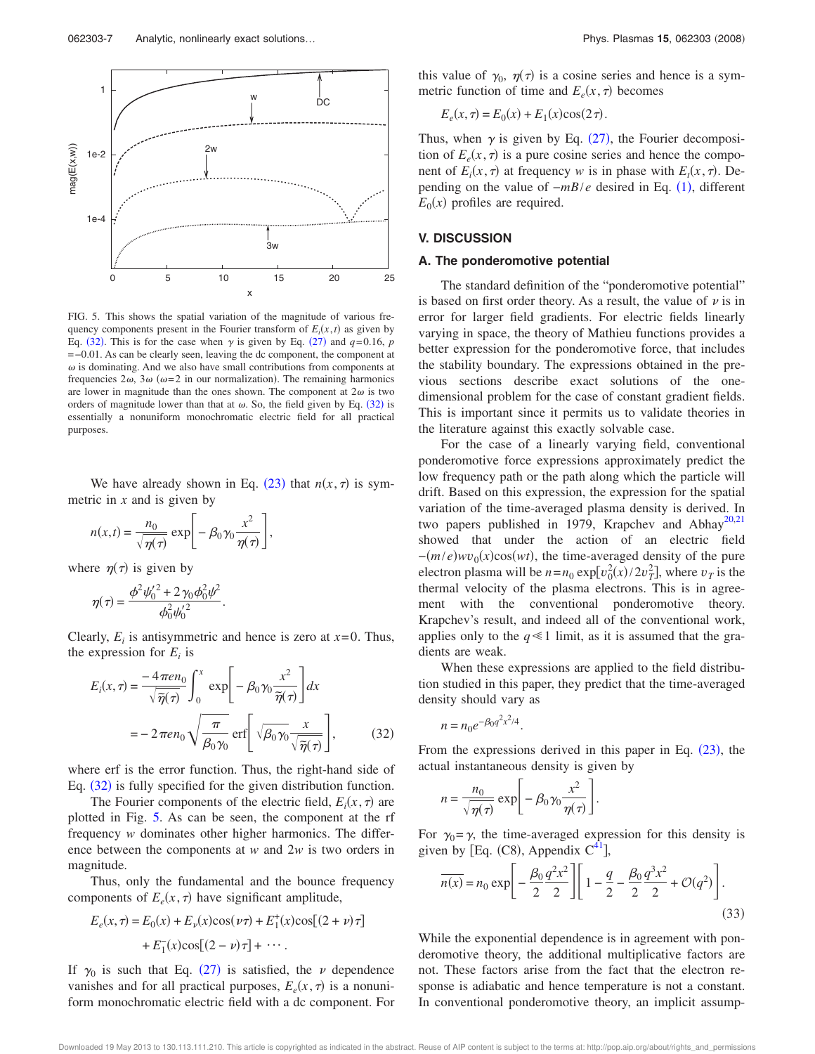FIG. 5. This shows the spatial variation of the magnitude of various frequency components present in the Fourier transform of $E_i(x,t)$ as given by Eq. (32). This is for the case when $\gamma$ is given by Eq. (27) and $q=0.16$, $p=-0.01$. As can be clearly seen, leaving the dc component, the component at $\omega$ is dominating. And we also have small contributions from components at frequencies $2\omega$, $3\omega$ ($\omega=2$ in our normalization). The remaining harmonics are lower in magnitude than the ones shown. The component at $2\omega$ is two orders of magnitude lower than that at $\omega$. So, the field given by Eq. (32) is essentially a nonuniform monochromatic electric field for all practical purposes.

We have already shown in Eq. (23) that $n(x,\tau)$ is symmetric in $x$ and is given by

$$n(x,t) = \frac{n_0}{\sqrt{\eta(\tau)}} \exp\left[-\beta_0\gamma_0 \frac{x^2}{\eta(\tau)}\right],$$

where $\eta(\tau)$ is given by

$$\eta(\tau) = \frac{\phi^2\psi_0'^2 + 2\gamma_0\phi_0^2\psi^2}{\phi_0^2\psi_0'^2}.$$

Clearly, $E_i$ is antisymmetric and hence is zero at $x=0$. Thus, the expression for $E_i$ is

$$E_i(x,\tau) = \frac{-4\pi e n_0}{\sqrt{\tilde{\eta}(\tau)}} \int_0^x \exp\left[-\beta_0\gamma_0 \frac{x^2}{\tilde{\eta}(\tau)}\right] dx$$

$$= -2\pi e n_0 \sqrt{\frac{\pi}{\beta_0\gamma_0}} \operatorname{erf}\left[\sqrt{\beta_0\gamma_0}\frac{x}{\sqrt{\tilde{\eta}(\tau)}}\right], \tag{32}$$

where erf is the error function. Thus, the right-hand side of Eq. (32) is fully specified for the given distribution function.

The Fourier components of the electric field, $E_i(x,\tau)$ are plotted in Fig. 5. As can be seen, the component at the rf frequency $w$ dominates other higher harmonics. The difference between the components at $w$ and $2w$ is two orders in magnitude.

Thus, only the fundamental and the bounce frequency components of $E_e(x,\tau)$ have significant amplitude,

$$E_e(x,\tau) = E_0(x) + E_\nu(x)\cos(\nu\tau) + E_1^+(x)\cos[(2+\nu)\tau] + E_1^-(x)\cos[(2-\nu)\tau] + \cdots .$$

If $\gamma_0$ is such that Eq. (27) is satisfied, the $\nu$ dependence vanishes and for all practical purposes, $E_e(x,\tau)$ is a nonuniform monochromatic electric field with a dc component. For this value of $\gamma_0$, $\eta(\tau)$ is a cosine series and hence is a symmetric function of time and $E_e(x,\tau)$ becomes

$$E_e(x,\tau) = E_0(x) + E_1(x)\cos(2\tau).$$

Thus, when $\gamma$ is given by Eq. (27), the Fourier decomposition of $E_e(x,\tau)$ is a pure cosine series and hence the component of $E_i(x,\tau)$ at frequency $w$ is in phase with $E_t(x,\tau)$. Depending on the value of $-mB/e$ desired in Eq. (1), different $E_0(x)$ profiles are required.

## V. DISCUSSION

### A. The ponderomotive potential

The standard definition of the "ponderomotive potential" is based on first order theory. As a result, the value of $\nu$ is in error for larger field gradients. For electric fields linearly varying in space, the theory of Mathieu functions provides a better expression for the ponderomotive force, that includes the stability boundary. The expressions obtained in the previous sections describe exact solutions of the one-dimensional problem for the case of constant gradient fields. This is important since it permits us to validate theories in the literature against this exactly solvable case.

For the case of a linearly varying field, conventional ponderomotive force expressions approximately predict the low frequency path or the path along which the particle will drift. Based on this expression, the expression for the spatial variation of the time-averaged plasma density is derived. In two papers published in 1979, Krapchev and Abhay[20,21] showed that under the action of an electric field $-(m/e)wv_0(x)\cos(wt)$, the time-averaged density of the pure electron plasma will be $n=n_0\exp[v_0^2(x)/2v_T^2]$, where $v_T$ is the thermal velocity of the plasma electrons. This is in agreement with the conventional ponderomotive theory. Krapchev's result, and indeed all of the conventional work, applies only to the $q \ll 1$ limit, as it is assumed that the gradients are weak.

When these expressions are applied to the field distribution studied in this paper, they predict that the time-averaged density should vary as

$$n = n_0 e^{-\beta_0 q^2 x^2/4}.$$

From the expressions derived in this paper in Eq. (23), the actual instantaneous density is given by

$$n = \frac{n_0}{\sqrt{\eta(\tau)}} \exp\left[-\beta_0\gamma_0 \frac{x^2}{\eta(\tau)}\right].$$

For $\gamma_0=\gamma$, the time-averaged expression for this density is given by [Eq. (C8), Appendix C[41]],

$$\overline{n(x)} = n_0 \exp\left[-\frac{\beta_0}{2}\frac{q^2x^2}{2}\right]\left[1 - \frac{q}{2} - \frac{\beta_0}{2}\frac{q^3x^2}{2} + \mathcal{O}(q^2)\right]. \tag{33}$$

While the exponential dependence is in agreement with ponderomotive theory, the additional multiplicative factors are not. These factors arise from the fact that the electron response is adiabatic and hence temperature is not a constant. In conventional ponderomotive theory, an implicit assump-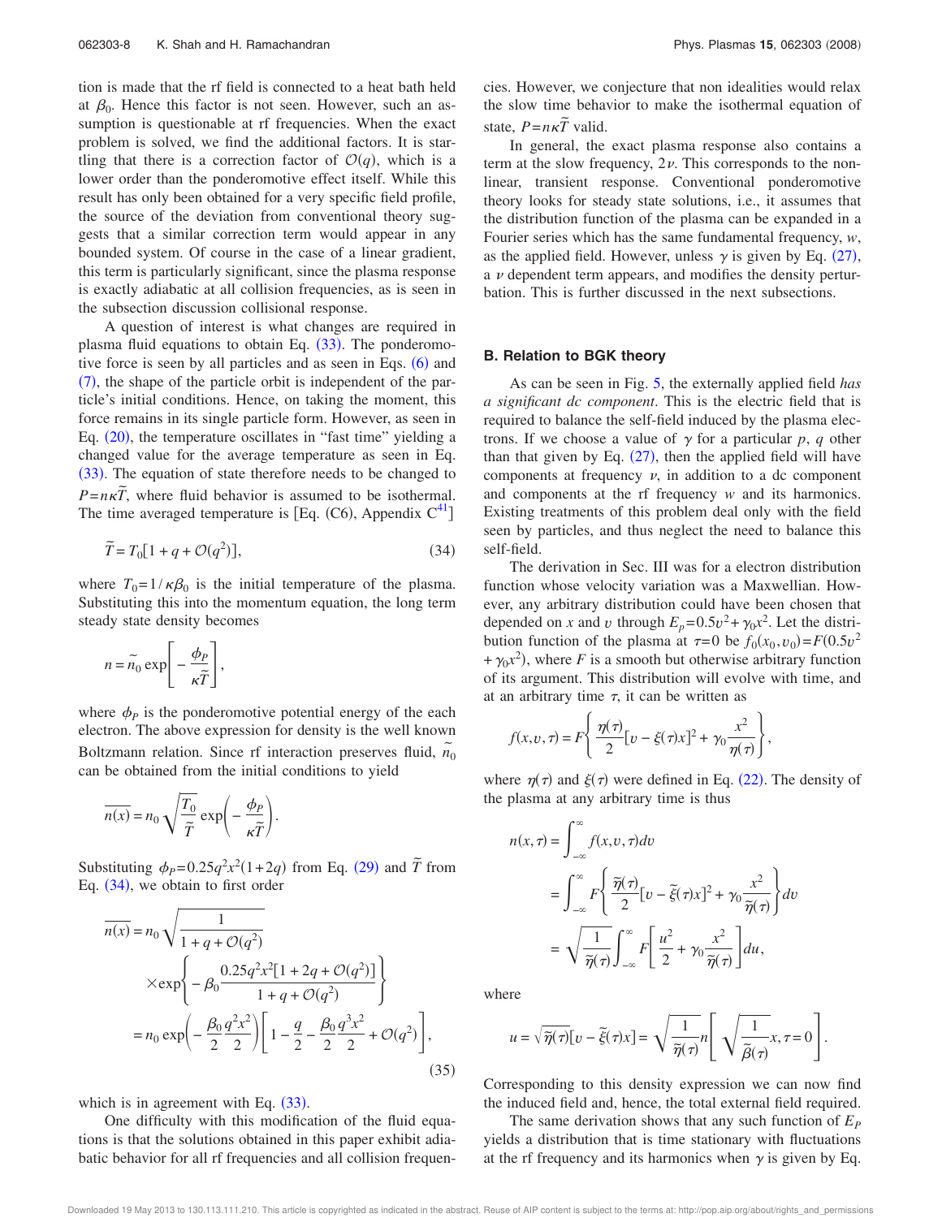tion is made that the rf field is connected to a heat bath held at $\beta_0$. Hence this factor is not seen. However, such an assumption is questionable at rf frequencies. When the exact problem is solved, we find the additional factors. It is startling that there is a correction factor of $\mathcal{O}(q)$, which is a lower order than the ponderomotive effect itself. While this result has only been obtained for a very specific field profile, the source of the deviation from conventional theory suggests that a similar correction term would appear in any bounded system. Of course in the case of a linear gradient, this term is particularly significant, since the plasma response is exactly adiabatic at all collision frequencies, as is seen in the subsection discussion collisional response.

A question of interest is what changes are required in plasma fluid equations to obtain Eq. (33). The ponderomotive force is seen by all particles and as seen in Eqs. (6) and (7), the shape of the particle orbit is independent of the particle's initial conditions. Hence, on taking the moment, this force remains in its single particle form. However, as seen in Eq. (20), the temperature oscillates in "fast time" yielding a changed value for the average temperature as seen in Eq. (33). The equation of state therefore needs to be changed to $P=n\kappa\tilde{T}$, where fluid behavior is assumed to be isothermal. The time averaged temperature is [Eq. (C6), Appendix C[41]]

$$\tilde{T} = T_0[1 + q + \mathcal{O}(q^2)], \tag{34}$$

where $T_0 = 1/\kappa\beta_0$ is the initial temperature of the plasma. Substituting this into the momentum equation, the long term steady state density becomes

$$n = \tilde{n}_0 \exp\left[-\frac{\phi_P}{\kappa\tilde{T}}\right],$$

where $\phi_P$ is the ponderomotive potential energy of the each electron. The above expression for density is the well known Boltzmann relation. Since rf interaction preserves fluid, $\tilde{n}_0$ can be obtained from the initial conditions to yield

$$\overline{n(x)} = n_0 \sqrt{\frac{T_0}{\tilde{T}}} \exp\left(-\frac{\phi_P}{\kappa\tilde{T}}\right).$$

Substituting $\phi_P = 0.25q^2x^2(1+2q)$ from Eq. (29) and $\tilde{T}$ from Eq. (34), we obtain to first order

$$\begin{aligned}
\overline{n(x)} &= n_0 \sqrt{\frac{1}{1+q+\mathcal{O}(q^2)}} \\
&\quad \times \exp\left\{-\beta_0 \frac{0.25q^2x^2[1+2q+\mathcal{O}(q^2)]}{1+q+\mathcal{O}(q^2)}\right\} \\
&= n_0 \exp\left(-\frac{\beta_0}{2}\frac{q^2x^2}{2}\right)\left[1 - \frac{q}{2} - \frac{\beta_0}{2}\frac{q^3x^2}{2} + \mathcal{O}(q^2)\right],
\end{aligned} \tag{35}$$

which is in agreement with Eq. (33).

One difficulty with this modification of the fluid equations is that the solutions obtained in this paper exhibit adiabatic behavior for all rf frequencies and all collision frequencies. However, we conjecture that non idealities would relax the slow time behavior to make the isothermal equation of state, $P=n\kappa\tilde{T}$ valid.

In general, the exact plasma response also contains a term at the slow frequency, $2\nu$. This corresponds to the nonlinear, transient response. Conventional ponderomotive theory looks for steady state solutions, i.e., it assumes that the distribution function of the plasma can be expanded in a Fourier series which has the same fundamental frequency, $w$, as the applied field. However, unless $\gamma$ is given by Eq. (27), a $\nu$ dependent term appears, and modifies the density perturbation. This is further discussed in the next subsections.

### B. Relation to BGK theory

As can be seen in Fig. 5, the externally applied field *has a significant dc component*. This is the electric field that is required to balance the self-field induced by the plasma electrons. If we choose a value of $\gamma$ for a particular $p$, $q$ other than that given by Eq. (27), then the applied field will have components at frequency $\nu$, in addition to a dc component and components at the rf frequency $w$ and its harmonics. Existing treatments of this problem deal only with the field seen by particles, and thus neglect the need to balance this self-field.

The derivation in Sec. III was for a electron distribution function whose velocity variation was a Maxwellian. However, any arbitrary distribution could have been chosen that depended on $x$ and $v$ through $E_p = 0.5v^2 + \gamma_0 x^2$. Let the distribution function of the plasma at $\tau=0$ be $f_0(x_0, v_0) = F(0.5v^2 + \gamma_0 x^2)$, where $F$ is a smooth but otherwise arbitrary function of its argument. This distribution will evolve with time, and at an arbitrary time $\tau$, it can be written as

$$f(x,v,\tau) = F\left\{\frac{\eta(\tau)}{2}[v - \xi(\tau)x]^2 + \gamma_0 \frac{x^2}{\eta(\tau)}\right\},$$

where $\eta(\tau)$ and $\xi(\tau)$ were defined in Eq. (22). The density of the plasma at any arbitrary time is thus

$$\begin{aligned}
n(x,\tau) &= \int_{-\infty}^{\infty} f(x,v,\tau)\,dv \\
&= \int_{-\infty}^{\infty} F\left\{\frac{\tilde{\eta}(\tau)}{2}[v - \tilde{\xi}(\tau)x]^2 + \gamma_0 \frac{x^2}{\tilde{\eta}(\tau)}\right\} dv \\
&= \sqrt{\frac{1}{\tilde{\eta}(\tau)}} \int_{-\infty}^{\infty} F\left[\frac{u^2}{2} + \gamma_0 \frac{x^2}{\tilde{\eta}(\tau)}\right] du,
\end{aligned}$$

where

$$u = \sqrt{\tilde{\eta}(\tau)}[v - \tilde{\xi}(\tau)x] = \sqrt{\frac{1}{\tilde{\eta}(\tau)}}\, n\left[\sqrt{\frac{1}{\tilde{\beta}(\tau)}}x, \tau = 0\right].$$

Corresponding to this density expression we can now find the induced field and, hence, the total external field required.

The same derivation shows that any such function of $E_P$ yields a distribution that is time stationary with fluctuations at the rf frequency and its harmonics when $\gamma$ is given by Eq.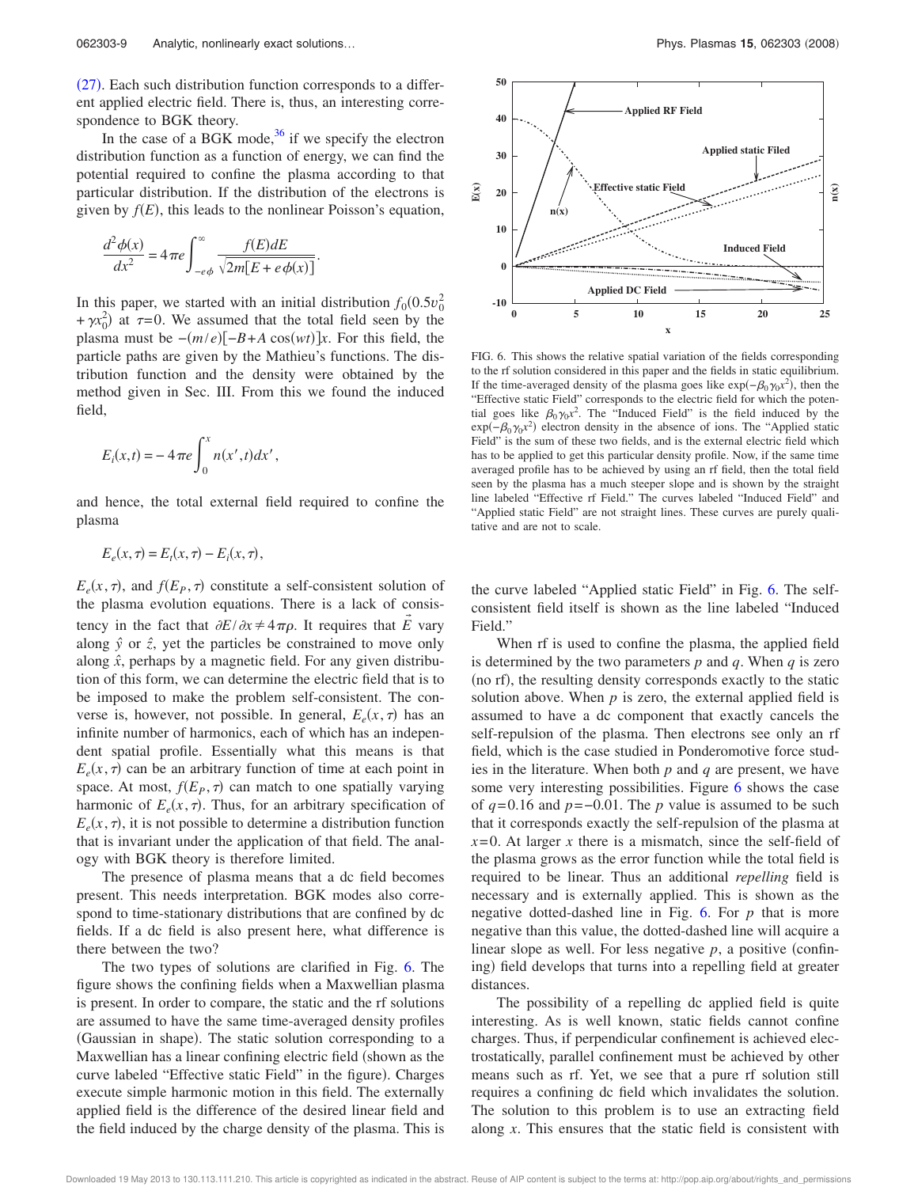(27). Each such distribution function corresponds to a different applied electric field. There is, thus, an interesting correspondence to BGK theory.

In the case of a BGK mode,[36] if we specify the electron distribution function as a function of energy, we can find the potential required to confine the plasma according to that particular distribution. If the distribution of the electrons is given by $f(E)$, this leads to the nonlinear Poisson's equation,

$$\frac{d^2\phi(x)}{dx^2} = 4\pi e \int_{-e\phi}^{\infty} \frac{f(E)dE}{\sqrt{2m[E+e\phi(x)]}}.$$

In this paper, we started with an initial distribution $f_0(0.5v_0^2 + \gamma x_0^2)$ at $\tau=0$. We assumed that the total field seen by the plasma must be $-(m/e)[-B+A\cos(wt)]x$. For this field, the particle paths are given by the Mathieu's functions. The distribution function and the density were obtained by the method given in Sec. III. From this we found the induced field,

$$E_i(x,t) = -4\pi e \int_0^x n(x',t)dx',$$

and hence, the total external field required to confine the plasma

$$E_e(x,\tau) = E_t(x,\tau) - E_i(x,\tau),$$

$E_e(x,\tau)$, and $f(E_P,\tau)$ constitute a self-consistent solution of the plasma evolution equations. There is a lack of consistency in the fact that $\partial E/\partial x \neq 4\pi\rho$. It requires that $\vec{E}$ vary along $\hat{y}$ or $\hat{z}$, yet the particles be constrained to move only along $\hat{x}$, perhaps by a magnetic field. For any given distribution of this form, we can determine the electric field that is to be imposed to make the problem self-consistent. The converse is, however, not possible. In general, $E_e(x,\tau)$ has an infinite number of harmonics, each of which has an independent spatial profile. Essentially what this means is that $E_e(x,\tau)$ can be an arbitrary function of time at each point in space. At most, $f(E_P,\tau)$ can match to one spatially varying harmonic of $E_e(x,\tau)$. Thus, for an arbitrary specification of $E_e(x,\tau)$, it is not possible to determine a distribution function that is invariant under the application of that field. The analogy with BGK theory is therefore limited.

The presence of plasma means that a dc field becomes present. This needs interpretation. BGK modes also correspond to time-stationary distributions that are confined by dc fields. If a dc field is also present here, what difference is there between the two?

The two types of solutions are clarified in Fig. 6. The figure shows the confining fields when a Maxwellian plasma is present. In order to compare, the static and the rf solutions are assumed to have the same time-averaged density profiles (Gaussian in shape). The static solution corresponding to a Maxwellian has a linear confining electric field (shown as the curve labeled "Effective static Field" in the figure). Charges execute simple harmonic motion in this field. The externally applied field is the difference of the desired linear field and the field induced by the charge density of the plasma. This is the curve labeled "Applied static Field" in Fig. 6. The self-consistent field itself is shown as the line labeled "Induced Field."

FIG. 6. This shows the relative spatial variation of the fields corresponding to the rf solution considered in this paper and the fields in static equilibrium. If the time-averaged density of the plasma goes like $\exp(-\beta_0\gamma_0 x^2)$, then the "Effective static Field" corresponds to the electric field for which the potential goes like $\beta_0\gamma_0 x^2$. The "Induced Field" is the field induced by the $\exp(-\beta_0\gamma_0 x^2)$ electron density in the absence of ions. The "Applied static Field" is the sum of these two fields, and is the external electric field which has to be applied to get this particular density profile. Now, if the same time averaged profile has to be achieved by using an rf field, then the total field seen by the plasma has a much steeper slope and is shown by the straight line labeled "Effective rf Field." The curves labeled "Induced Field" and "Applied static Field" are not straight lines. These curves are purely qualitative and are not to scale.

When rf is used to confine the plasma, the applied field is determined by the two parameters $p$ and $q$. When $q$ is zero (no rf), the resulting density corresponds exactly to the static solution above. When $p$ is zero, the external applied field is assumed to have a dc component that exactly cancels the self-repulsion of the plasma. Then electrons see only an rf field, which is the case studied in Ponderomotive force studies in the literature. When both $p$ and $q$ are present, we have some very interesting possibilities. Figure 6 shows the case of $q=0.16$ and $p=-0.01$. The $p$ value is assumed to be such that it corresponds exactly the self-repulsion of the plasma at $x=0$. At larger $x$ there is a mismatch, since the self-field of the plasma grows as the error function while the total field is required to be linear. Thus an additional *repelling* field is necessary and is externally applied. This is shown as the negative dotted-dashed line in Fig. 6. For $p$ that is more negative than this value, the dotted-dashed line will acquire a linear slope as well. For less negative $p$, a positive (confining) field develops that turns into a repelling field at greater distances.

The possibility of a repelling dc applied field is quite interesting. As is well known, static fields cannot confine charges. Thus, if perpendicular confinement is achieved electrostatically, parallel confinement must be achieved by other means such as rf. Yet, we see that a pure rf solution still requires a confining dc field which invalidates the solution. The solution to this problem is to use an extracting field along $x$. This ensures that the static field is consistent with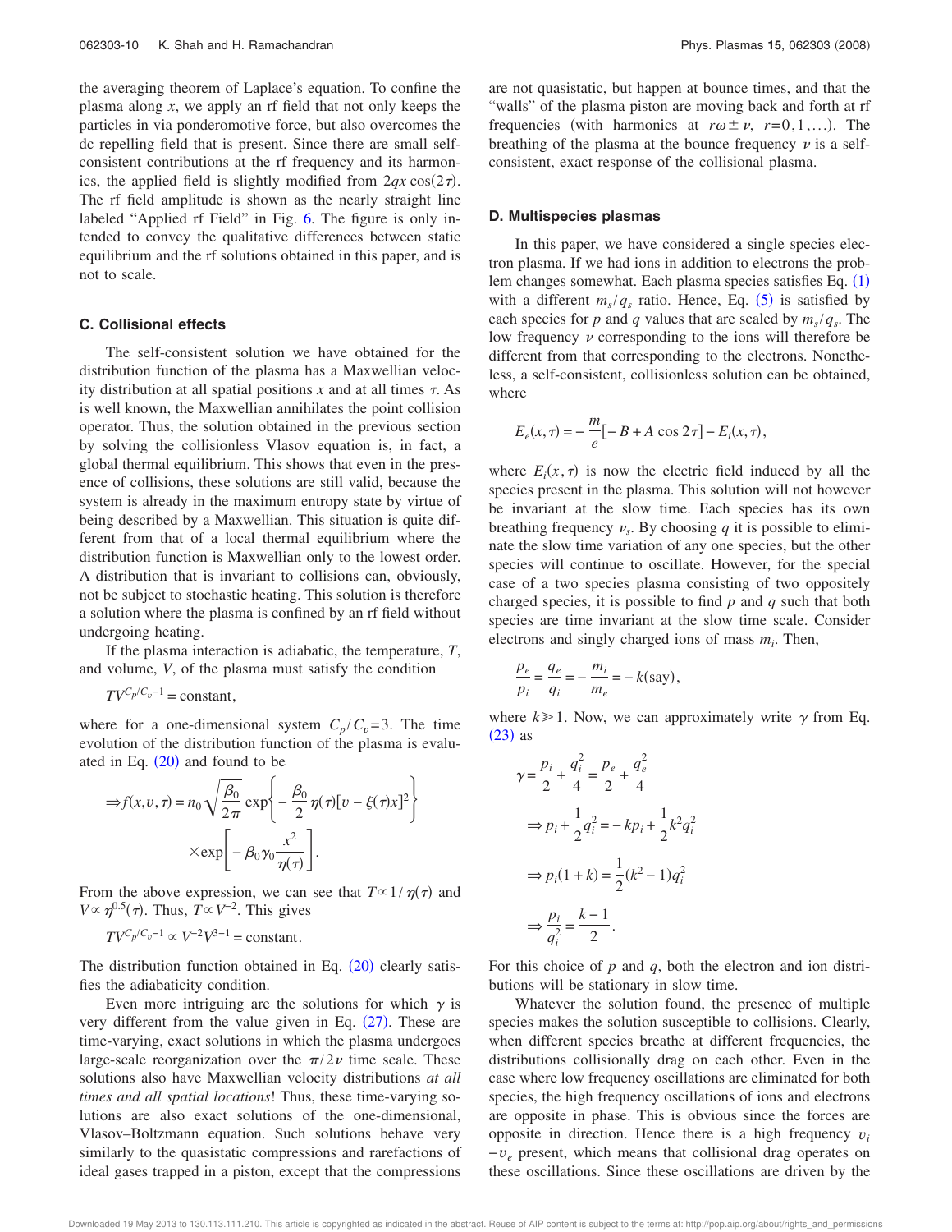the averaging theorem of Laplace's equation. To confine the plasma along $x$, we apply an rf field that not only keeps the particles in via ponderomotive force, but also overcomes the dc repelling field that is present. Since there are small self-consistent contributions at the rf frequency and its harmonics, the applied field is slightly modified from $2qx\cos(2\tau)$. The rf field amplitude is shown as the nearly straight line labeled "Applied rf Field" in Fig. 6. The figure is only intended to convey the qualitative differences between static equilibrium and the rf solutions obtained in this paper, and is not to scale.

### C. Collisional effects

The self-consistent solution we have obtained for the distribution function of the plasma has a Maxwellian velocity distribution at all spatial positions $x$ and at all times $\tau$. As is well known, the Maxwellian annihilates the point collision operator. Thus, the solution obtained in the previous section by solving the collisionless Vlasov equation is, in fact, a global thermal equilibrium. This shows that even in the presence of collisions, these solutions are still valid, because the system is already in the maximum entropy state by virtue of being described by a Maxwellian. This situation is quite different from that of a local thermal equilibrium where the distribution function is Maxwellian only to the lowest order. A distribution that is invariant to collisions can, obviously, not be subject to stochastic heating. This solution is therefore a solution where the plasma is confined by an rf field without undergoing heating.

If the plasma interaction is adiabatic, the temperature, $T$, and volume, $V$, of the plasma must satisfy the condition

$$TV^{C_p/C_v-1} = \text{constant},$$

where for a one-dimensional system $C_p/C_v=3$. The time evolution of the distribution function of the plasma is evaluated in Eq. (20) and found to be

$$\Rightarrow f(x,v,\tau) = n_0\sqrt{\frac{\beta_0}{2\pi}}\exp\left\{-\frac{\beta_0}{2}\eta(\tau)[v-\xi(\tau)x]^2\right\}\times\exp\left[-\beta_0\gamma_0\frac{x^2}{\eta(\tau)}\right].$$

From the above expression, we can see that $T\propto 1/\eta(\tau)$ and $V\propto\eta^{0.5}(\tau)$. Thus, $T\propto V^{-2}$. This gives

$$TV^{C_p/C_v-1}\propto V^{-2}V^{3-1} = \text{constant}.$$

The distribution function obtained in Eq. (20) clearly satisfies the adiabaticity condition.

Even more intriguing are the solutions for which $\gamma$ is very different from the value given in Eq. (27). These are time-varying, exact solutions in which the plasma undergoes large-scale reorganization over the $\pi/2\nu$ time scale. These solutions also have Maxwellian velocity distributions *at all times and all spatial locations*! Thus, these time-varying solutions are also exact solutions of the one-dimensional, Vlasov–Boltzmann equation. Such solutions behave very similarly to the quasistatic compressions and rarefactions of ideal gases trapped in a piston, except that the compressions are not quasistatic, but happen at bounce times, and that the "walls" of the plasma piston are moving back and forth at rf frequencies (with harmonics at $r\omega\pm\nu$, $r=0,1,\ldots$). The breathing of the plasma at the bounce frequency $\nu$ is a self-consistent, exact response of the collisional plasma.

### D. Multispecies plasmas

In this paper, we have considered a single species electron plasma. If we had ions in addition to electrons the problem changes somewhat. Each plasma species satisfies Eq. (1) with a different $m_s/q_s$ ratio. Hence, Eq. (5) is satisfied by each species for $p$ and $q$ values that are scaled by $m_s/q_s$. The low frequency $\nu$ corresponding to the ions will therefore be different from that corresponding to the electrons. Nonetheless, a self-consistent, collisionless solution can be obtained, where

$$E_e(x,\tau) = -\frac{m}{e}[-B + A\cos 2\tau] - E_i(x,\tau),$$

where $E_i(x,\tau)$ is now the electric field induced by all the species present in the plasma. This solution will not however be invariant at the slow time. Each species has its own breathing frequency $\nu_s$. By choosing $q$ it is possible to eliminate the slow time variation of any one species, but the other species will continue to oscillate. However, for the special case of a two species plasma consisting of two oppositely charged species, it is possible to find $p$ and $q$ such that both species are time invariant at the slow time scale. Consider electrons and singly charged ions of mass $m_i$. Then,

$$\frac{p_e}{p_i} = \frac{q_e}{q_i} = -\frac{m_i}{m_e} = -k(\text{say}),$$

where $k\gg 1$. Now, we can approximately write $\gamma$ from Eq. (23) as

$$\gamma = \frac{p_i}{2} + \frac{q_i^2}{4} = \frac{p_e}{2} + \frac{q_e^2}{4}$$

$$\Rightarrow p_i + \frac{1}{2}q_i^2 = -kp_i + \frac{1}{2}k^2q_i^2$$

$$\Rightarrow p_i(1+k) = \frac{1}{2}(k^2-1)q_i^2$$

$$\Rightarrow \frac{p_i}{q_i^2} = \frac{k-1}{2}.$$

For this choice of $p$ and $q$, both the electron and ion distributions will be stationary in slow time.

Whatever the solution found, the presence of multiple species makes the solution susceptible to collisions. Clearly, when different species breathe at different frequencies, the distributions collisionally drag on each other. Even in the case where low frequency oscillations are eliminated for both species, the high frequency oscillations of ions and electrons are opposite in phase. This is obvious since the forces are opposite in direction. Hence there is a high frequency $v_i - v_e$ present, which means that collisional drag operates on these oscillations. Since these oscillations are driven by the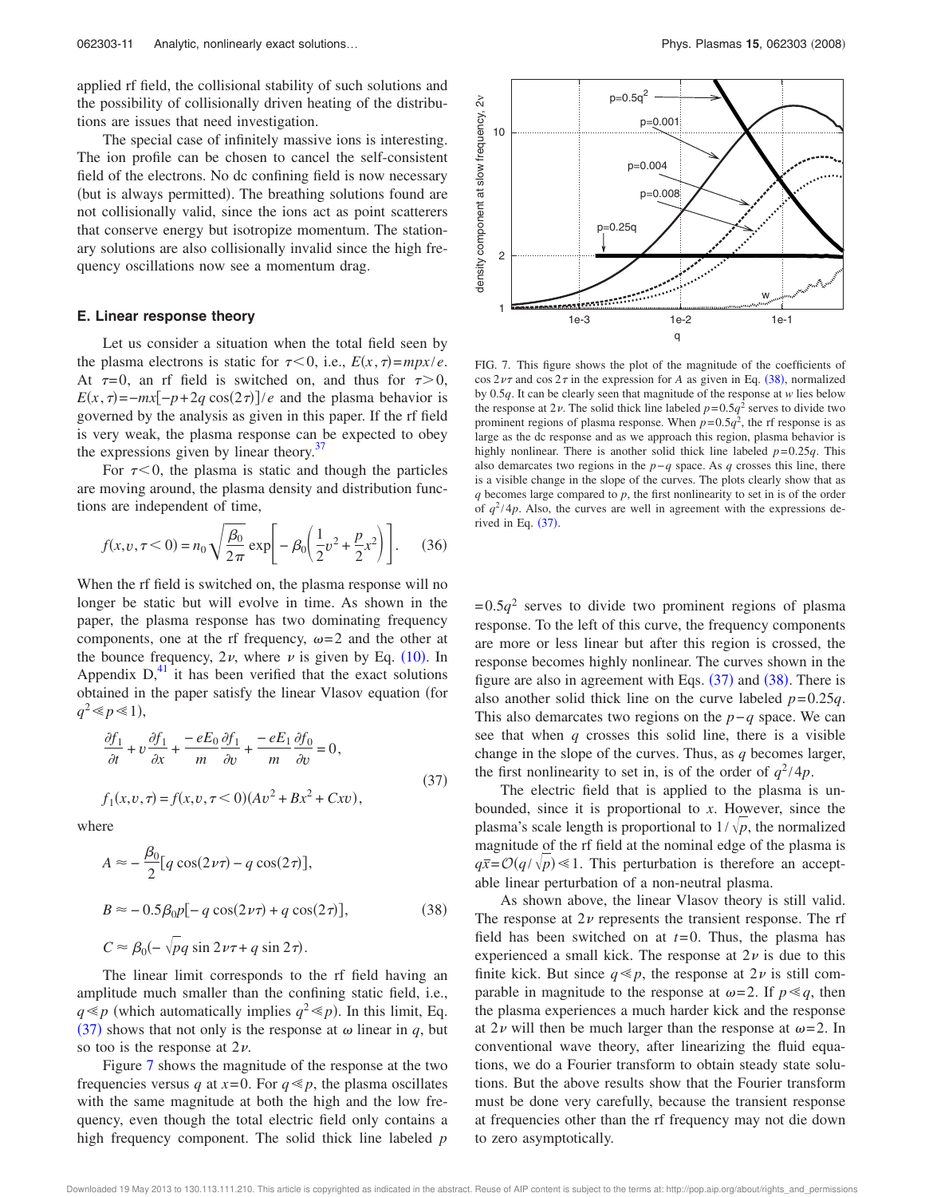applied rf field, the collisional stability of such solutions and the possibility of collisionally driven heating of the distributions are issues that need investigation.

The special case of infinitely massive ions is interesting. The ion profile can be chosen to cancel the self-consistent field of the electrons. No dc confining field is now necessary (but is always permitted). The breathing solutions found are not collisionally valid, since the ions act as point scatterers that conserve energy but isotropize momentum. The stationary solutions are also collisionally invalid since the high frequency oscillations now see a momentum drag.

### E. Linear response theory

Let us consider a situation when the total field seen by the plasma electrons is static for $\tau<0$, i.e., $E(x,\tau)=mpx/e$. At $\tau=0$, an rf field is switched on, and thus for $\tau>0$, $E(x,\tau)=-mx[-p+2q\cos(2\tau)]/e$ and the plasma behavior is governed by the analysis as given in this paper. If the rf field is very weak, the plasma response can be expected to obey the expressions given by linear theory.[37]

For $\tau<0$, the plasma is static and though the particles are moving around, the plasma density and distribution functions are independent of time,

$$f(x,v,\tau<0)=n_0\sqrt{\frac{\beta_0}{2\pi}}\exp\left[-\beta_0\left(\frac{1}{2}v^2+\frac{p}{2}x^2\right)\right]. \tag{36}$$

When the rf field is switched on, the plasma response will no longer be static but will evolve in time. As shown in the paper, the plasma response has two dominating frequency components, one at the rf frequency, $\omega=2$ and the other at the bounce frequency, $2\nu$, where $\nu$ is given by Eq. (10). In Appendix D,[41] it has been verified that the exact solutions obtained in the paper satisfy the linear Vlasov equation (for $q^2\ll p\ll 1$),

$$\begin{aligned}
&\frac{\partial f_1}{\partial t}+v\frac{\partial f_1}{\partial x}+\frac{-eE_0}{m}\frac{\partial f_1}{\partial v}+\frac{-eE_1}{m}\frac{\partial f_0}{\partial v}=0,\\
&f_1(x,v,\tau)=f(x,v,\tau<0)(Av^2+Bx^2+Cxv),
\end{aligned} \tag{37}$$

where

$$\begin{aligned}
&A\approx-\frac{\beta_0}{2}[q\cos(2\nu\tau)-q\cos(2\tau)],\\
&B\approx-0.5\beta_0 p[-q\cos(2\nu\tau)+q\cos(2\tau)],\\
&C\approx\beta_0(-\sqrt{p}q\sin 2\nu\tau+q\sin 2\tau).
\end{aligned} \tag{38}$$

The linear limit corresponds to the rf field having an amplitude much smaller than the confining static field, i.e., $q\ll p$ (which automatically implies $q^2\ll p$). In this limit, Eq. (37) shows that not only is the response at $\omega$ linear in $q$, but so too is the response at $2\nu$.

Figure 7 shows the magnitude of the response at the two frequencies versus $q$ at $x=0$. For $q\ll p$, the plasma oscillates with the same magnitude at both the high and the low frequency, even though the total electric field only contains a high frequency component. The solid thick line labeled $p=0.5q^2$ serves to divide two prominent regions of plasma response. To the left of this curve, the frequency components are more or less linear but after this region is crossed, the response becomes highly nonlinear. The curves shown in the figure are also in agreement with Eqs. (37) and (38). There is also another solid thick line on the curve labeled $p=0.25q$. This also demarcates two regions on the $p-q$ space. We can see that when $q$ crosses this solid line, there is a visible change in the slope of the curves. Thus, as $q$ becomes larger, the first nonlinearity to set in, is of the order of $q^2/4p$.

FIG. 7. This figure shows the plot of the magnitude of the coefficients of $\cos 2\nu\tau$ and $\cos 2\tau$ in the expression for $A$ as given in Eq. (38), normalized by $0.5q$. It can be clearly seen that magnitude of the response at $w$ lies below the response at $2\nu$. The solid thick line labeled $p=0.5q^2$ serves to divide two prominent regions of plasma response. When $p=0.5q^2$, the rf response is as large as the dc response and as we approach this region, plasma behavior is highly nonlinear. There is another solid thick line labeled $p=0.25q$. This also demarcates two regions in the $p-q$ space. As $q$ crosses this line, there is a visible change in the slope of the curves. The plots clearly show that as $q$ becomes large compared to $p$, the first nonlinearity to set in is of the order of $q^2/4p$. Also, the curves are well in agreement with the expressions derived in Eq. (37).

The electric field that is applied to the plasma is unbounded, since it is proportional to $x$. However, since the plasma's scale length is proportional to $1/\sqrt{p}$, the normalized magnitude of the rf field at the nominal edge of the plasma is $q\bar{x}=\mathcal{O}(q/\sqrt{p})\ll 1$. This perturbation is therefore an acceptable linear perturbation of a non-neutral plasma.

As shown above, the linear Vlasov theory is still valid. The response at $2\nu$ represents the transient response. The rf field has been switched on at $t=0$. Thus, the plasma has experienced a small kick. The response at $2\nu$ is due to this finite kick. But since $q\ll p$, the response at $2\nu$ is still comparable in magnitude to the response at $\omega=2$. If $p\ll q$, then the plasma experiences a much harder kick and the response at $2\nu$ will then be much larger than the response at $\omega=2$. In conventional wave theory, after linearizing the fluid equations, we do a Fourier transform to obtain steady state solutions. But the above results show that the Fourier transform must be done very carefully, because the transient response at frequencies other than the rf frequency may not die down to zero asymptotically.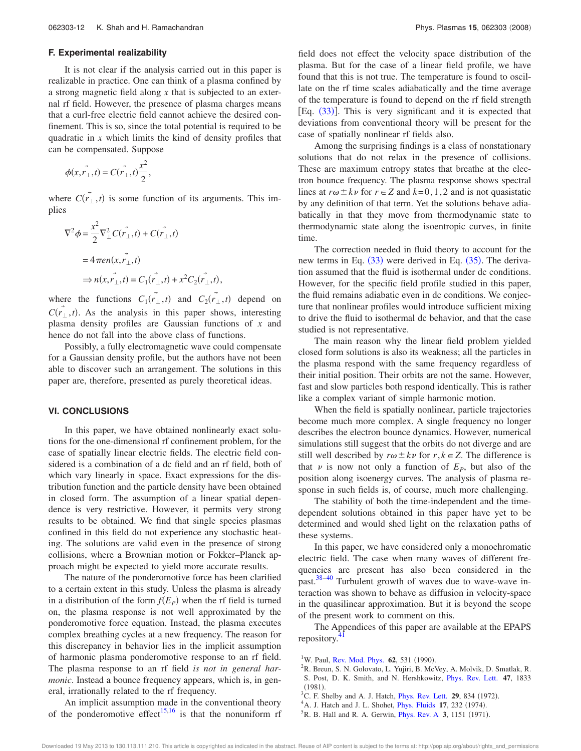### F. Experimental realizability

It is not clear if the analysis carried out in this paper is realizable in practice. One can think of a plasma confined by a strong magnetic field along $x$ that is subjected to an external rf field. However, the presence of plasma charges means that a curl-free electric field cannot achieve the desired confinement. This is so, since the total potential is required to be quadratic in $x$ which limits the kind of density profiles that can be compensated. Suppose

$$\phi(x,\vec{r}_\perp,t) = C(\vec{r}_\perp,t)\frac{x^2}{2},$$

where $C(\vec{r}_\perp,t)$ is some function of its arguments. This implies

$$\begin{aligned}
\nabla^2\phi &= \frac{x^2}{2}\nabla_\perp^2 C(\vec{r}_\perp,t) + C(\vec{r}_\perp,t) \\
&= 4\pi e n(x,\vec{r}_\perp,t) \\
&\Rightarrow n(x,\vec{r}_\perp,t) = C_1(\vec{r}_\perp,t) + x^2 C_2(\vec{r}_\perp,t),
\end{aligned}$$

where the functions $C_1(\vec{r}_\perp,t)$ and $C_2(\vec{r}_\perp,t)$ depend on $C(\vec{r}_\perp,t)$. As the analysis in this paper shows, interesting plasma density profiles are Gaussian functions of $x$ and hence do not fall into the above class of functions.

Possibly, a fully electromagnetic wave could compensate for a Gaussian density profile, but the authors have not been able to discover such an arrangement. The solutions in this paper are, therefore, presented as purely theoretical ideas.

## VI. CONCLUSIONS

In this paper, we have obtained nonlinearly exact solutions for the one-dimensional rf confinement problem, for the case of spatially linear electric fields. The electric field considered is a combination of a dc field and an rf field, both of which vary linearly in space. Exact expressions for the distribution function and the particle density have been obtained in closed form. The assumption of a linear spatial dependence is very restrictive. However, it permits very strong results to be obtained. We find that single species plasmas confined in this field do not experience any stochastic heating. The solutions are valid even in the presence of strong collisions, where a Brownian motion or Fokker–Planck approach might be expected to yield more accurate results.

The nature of the ponderomotive force has been clarified to a certain extent in this study. Unless the plasma is already in a distribution of the form $f(E_P)$ when the rf field is turned on, the plasma response is not well approximated by the ponderomotive force equation. Instead, the plasma executes complex breathing cycles at a new frequency. The reason for this discrepancy in behavior lies in the implicit assumption of harmonic plasma ponderomotive response to an rf field. The plasma response to an rf field *is not in general harmonic*. Instead a bounce frequency appears, which is, in general, irrationally related to the rf frequency.

An implicit assumption made in the conventional theory of the ponderomotive effect[15,16] is that the nonuniform rf field does not effect the velocity space distribution of the plasma. But for the case of a linear field profile, we have found that this is not true. The temperature is found to oscillate on the rf time scales adiabatically and the time average of the temperature is found to depend on the rf field strength [Eq. (33)]. This is very significant and it is expected that deviations from conventional theory will be present for the case of spatially nonlinear rf fields also.

Among the surprising findings is a class of nonstationary solutions that do not relax in the presence of collisions. These are maximum entropy states that breathe at the electron bounce frequency. The plasma response shows spectral lines at $r\omega \pm k\nu$ for $r \in Z$ and $k=0,1,2$ and is not quasistatic by any definition of that term. Yet the solutions behave adiabatically in that they move from thermodynamic state to thermodynamic state along the isentropic curves, in finite time.

The correction needed in fluid theory to account for the new terms in Eq. (33) were derived in Eq. (35). The derivation assumed that the fluid is isothermal under dc conditions. However, for the specific field profile studied in this paper, the fluid remains adiabatic even in dc conditions. We conjecture that nonlinear profiles would introduce sufficient mixing to drive the fluid to isothermal dc behavior, and that the case studied is not representative.

The main reason why the linear field problem yielded closed form solutions is also its weakness; all the particles in the plasma respond with the same frequency regardless of their initial position. Their orbits are not the same. However, fast and slow particles both respond identically. This is rather like a complex variant of simple harmonic motion.

When the field is spatially nonlinear, particle trajectories become much more complex. A single frequency no longer describes the electron bounce dynamics. However, numerical simulations still suggest that the orbits do not diverge and are still well described by $r\omega \pm k\nu$ for $r,k \in Z$. The difference is that $\nu$ is now not only a function of $E_P$, but also of the position along isoenergy curves. The analysis of plasma response in such fields is, of course, much more challenging.

The stability of both the time-independent and the time-dependent solutions obtained in this paper have yet to be determined and would shed light on the relaxation paths of these systems.

In this paper, we have considered only a monochromatic electric field. The case when many waves of different frequencies are present has also been considered in the past.[38–40] Turbulent growth of waves due to wave-wave interaction was shown to behave as diffusion in velocity-space in the quasilinear approximation. But it is beyond the scope of the present work to comment on this.

The Appendices of this paper are available at the EPAPS repository.[41]

[1] W. Paul, Rev. Mod. Phys. **62**, 531 (1990).

[2] R. Breun, S. N. Golovato, L. Yujiri, B. McVey, A. Molvik, D. Smatlak, R. S. Post, D. K. Smith, and N. Hershkowitz, Phys. Rev. Lett. **47**, 1833 (1981).

[3] C. F. Shelby and A. J. Hatch, Phys. Rev. Lett. **29**, 834 (1972).

[4] A. J. Hatch and J. L. Shohet, Phys. Fluids **17**, 232 (1974).

[5] R. B. Hall and R. A. Gerwin, Phys. Rev. A **3**, 1151 (1971).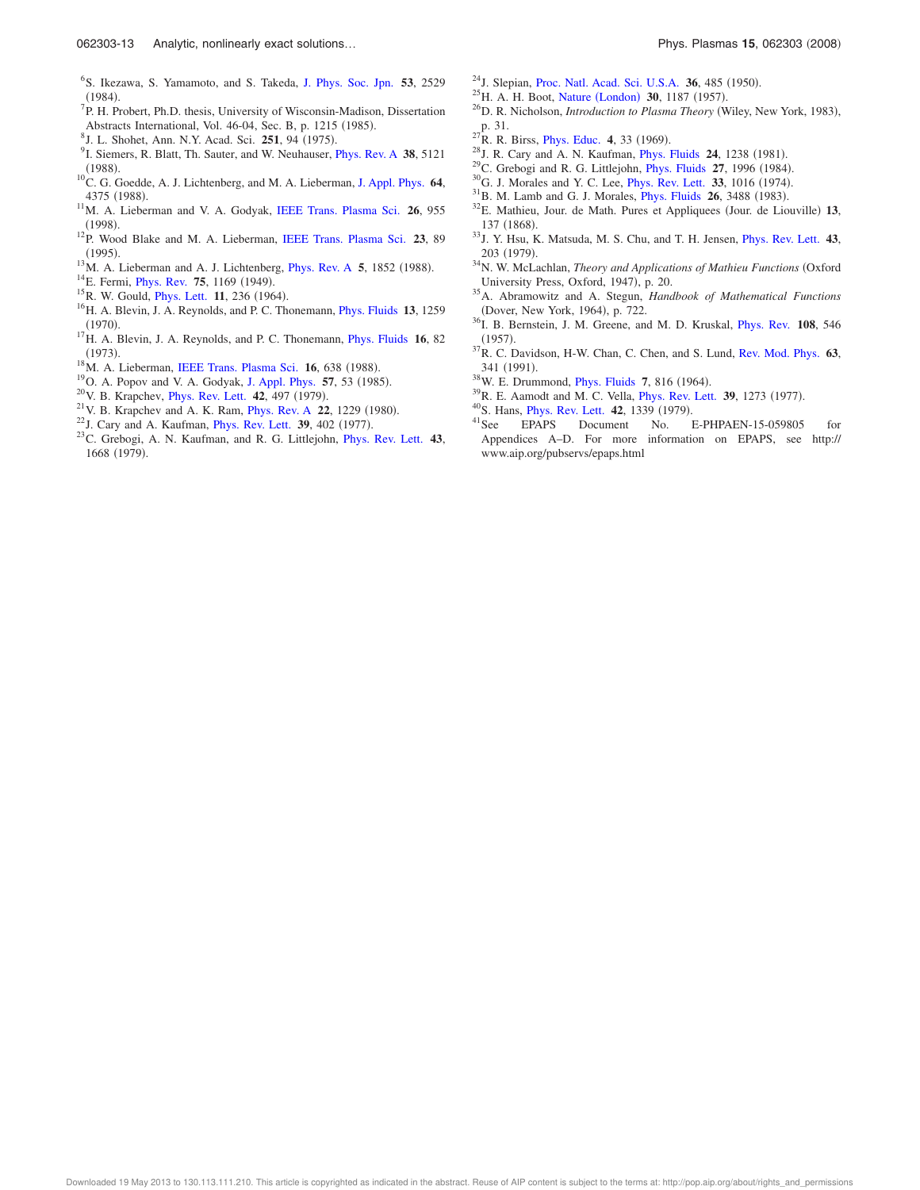[6] S. Ikezawa, S. Yamamoto, and S. Takeda, J. Phys. Soc. Jpn. **53**, 2529 (1984).

[7] P. H. Probert, Ph.D. thesis, University of Wisconsin-Madison, Dissertation Abstracts International, Vol. 46-04, Sec. B, p. 1215 (1985).

[8] J. L. Shohet, Ann. N.Y. Acad. Sci. **251**, 94 (1975).

[9] I. Siemers, R. Blatt, Th. Sauter, and W. Neuhauser, Phys. Rev. A **38**, 5121 (1988).

[10] C. G. Goedde, A. J. Lichtenberg, and M. A. Lieberman, J. Appl. Phys. **64**, 4375 (1988).

[11] M. A. Lieberman and V. A. Godyak, IEEE Trans. Plasma Sci. **26**, 955 (1998).

[12] P. Wood Blake and M. A. Lieberman, IEEE Trans. Plasma Sci. **23**, 89 (1995).

[13] M. A. Lieberman and A. J. Lichtenberg, Phys. Rev. A **5**, 1852 (1988).

[14] E. Fermi, Phys. Rev. **75**, 1169 (1949).

[15] R. W. Gould, Phys. Lett. **11**, 236 (1964).

[16] H. A. Blevin, J. A. Reynolds, and P. C. Thonemann, Phys. Fluids **13**, 1259 (1970).

[17] H. A. Blevin, J. A. Reynolds, and P. C. Thonemann, Phys. Fluids **16**, 82 (1973).

[18] M. A. Lieberman, IEEE Trans. Plasma Sci. **16**, 638 (1988).

[19] O. A. Popov and V. A. Godyak, J. Appl. Phys. **57**, 53 (1985).

[20] V. B. Krapchev, Phys. Rev. Lett. **42**, 497 (1979).

[21] V. B. Krapchev and A. K. Ram, Phys. Rev. A **22**, 1229 (1980).

[22] J. Cary and A. Kaufman, Phys. Rev. Lett. **39**, 402 (1977).

[23] C. Grebogi, A. N. Kaufman, and R. G. Littlejohn, Phys. Rev. Lett. **43**, 1668 (1979).

[24] J. Slepian, Proc. Natl. Acad. Sci. U.S.A. **36**, 485 (1950).

[25] H. A. H. Boot, Nature (London) **30**, 1187 (1957).

[26] D. R. Nicholson, *Introduction to Plasma Theory* (Wiley, New York, 1983), p. 31.

[27] R. R. Birss, Phys. Educ. **4**, 33 (1969).

[28] J. R. Cary and A. N. Kaufman, Phys. Fluids **24**, 1238 (1981).

[29] C. Grebogi and R. G. Littlejohn, Phys. Fluids **27**, 1996 (1984).

[30] G. J. Morales and Y. C. Lee, Phys. Rev. Lett. **33**, 1016 (1974).

[31] B. M. Lamb and G. J. Morales, Phys. Fluids **26**, 3488 (1983).

[32] E. Mathieu, Jour. de Math. Pures et Appliquees (Jour. de Liouville) **13**, 137 (1868).

[33] J. Y. Hsu, K. Matsuda, M. S. Chu, and T. H. Jensen, Phys. Rev. Lett. **43**, 203 (1979).

[34] N. W. McLachlan, *Theory and Applications of Mathieu Functions* (Oxford University Press, Oxford, 1947), p. 20.

[35] A. Abramowitz and A. Stegun, *Handbook of Mathematical Functions* (Dover, New York, 1964), p. 722.

[36] I. B. Bernstein, J. M. Greene, and M. D. Kruskal, Phys. Rev. **108**, 546 (1957).

[37] R. C. Davidson, H-W. Chan, C. Chen, and S. Lund, Rev. Mod. Phys. **63**, 341 (1991).

[38] W. E. Drummond, Phys. Fluids **7**, 816 (1964).

[39] R. E. Aamodt and M. C. Vella, Phys. Rev. Lett. **39**, 1273 (1977).

[40] S. Hans, Phys. Rev. Lett. **42**, 1339 (1979).

[41] See EPAPS Document No. E-PHPAEN-15-059805 for Appendices A–D. For more information on EPAPS, see http://www.aip.org/pubservs/epaps.html